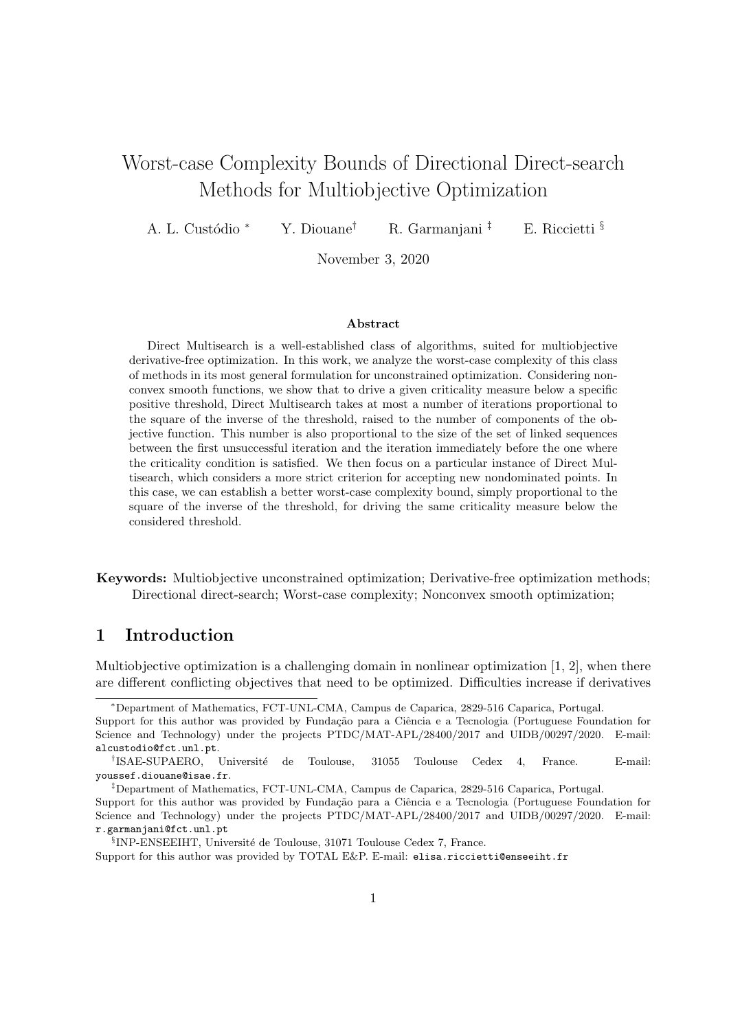# Worst-case Complexity Bounds of Directional Direct-search Methods for Multiobjective Optimization

A. L. Custódio [*] Y. Diouane[†] R. Garmanjani [‡] E. Riccietti [§]

November 3, 2020

### Abstract

Direct Multisearch is a well-established class of algorithms, suited for multiobjective derivative-free optimization. In this work, we analyze the worst-case complexity of this class of methods in its most general formulation for unconstrained optimization. Considering nonconvex smooth functions, we show that to drive a given criticality measure below a specific positive threshold, Direct Multisearch takes at most a number of iterations proportional to the square of the inverse of the threshold, raised to the number of components of the objective function. This number is also proportional to the size of the set of linked sequences between the first unsuccessful iteration and the iteration immediately before the one where the criticality condition is satisfied. We then focus on a particular instance of Direct Multisearch, which considers a more strict criterion for accepting new nondominated points. In this case, we can establish a better worst-case complexity bound, simply proportional to the square of the inverse of the threshold, for driving the same criticality measure below the considered threshold.

**Keywords:** Multiobjective unconstrained optimization; Derivative-free optimization methods; Directional direct-search; Worst-case complexity; Nonconvex smooth optimization;

## 1 Introduction

Multiobjective optimization is a challenging domain in nonlinear optimization [1, 2], when there are different conflicting objectives that need to be optimized. Difficulties increase if derivatives

---

[*] Department of Mathematics, FCT-UNL-CMA, Campus de Caparica, 2829-516 Caparica, Portugal. Support for this author was provided by Fundação para a Ciência e a Tecnologia (Portuguese Foundation for Science and Technology) under the projects PTDC/MAT-APL/28400/2017 and UIDB/00297/2020. E-mail: alcustodio@fct.unl.pt.

[†] ISAE-SUPAERO, Université de Toulouse, 31055 Toulouse Cedex 4, France. E-mail: youssef.diouane@isae.fr.

[‡] Department of Mathematics, FCT-UNL-CMA, Campus de Caparica, 2829-516 Caparica, Portugal. Support for this author was provided by Fundação para a Ciência e a Tecnologia (Portuguese Foundation for Science and Technology) under the projects PTDC/MAT-APL/28400/2017 and UIDB/00297/2020. E-mail: r.garmanjani@fct.unl.pt

[§] INP-ENSEEIHT, Université de Toulouse, 31071 Toulouse Cedex 7, France. Support for this author was provided by TOTAL E&P. E-mail: elisa.riccietti@enseeiht.fr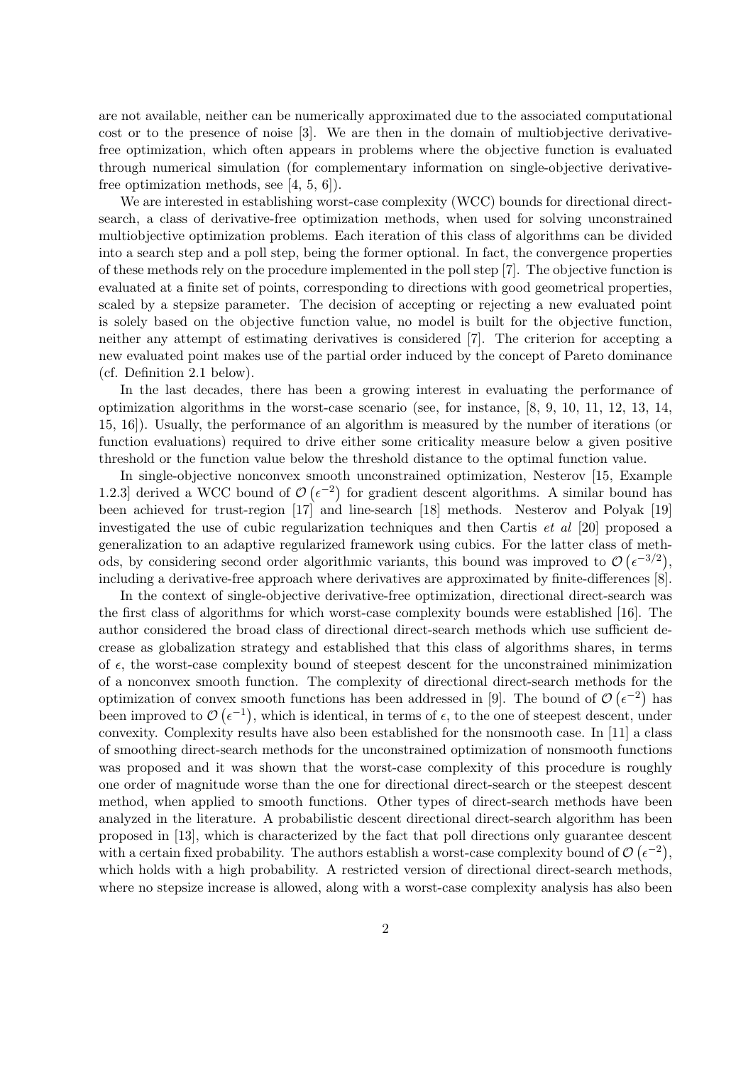are not available, neither can be numerically approximated due to the associated computational cost or to the presence of noise [3]. We are then in the domain of multiobjective derivative-free optimization, which often appears in problems where the objective function is evaluated through numerical simulation (for complementary information on single-objective derivative-free optimization methods, see [4, 5, 6]).

We are interested in establishing worst-case complexity (WCC) bounds for directional direct-search, a class of derivative-free optimization methods, when used for solving unconstrained multiobjective optimization problems. Each iteration of this class of algorithms can be divided into a search step and a poll step, being the former optional. In fact, the convergence properties of these methods rely on the procedure implemented in the poll step [7]. The objective function is evaluated at a finite set of points, corresponding to directions with good geometrical properties, scaled by a stepsize parameter. The decision of accepting or rejecting a new evaluated point is solely based on the objective function value, no model is built for the objective function, neither any attempt of estimating derivatives is considered [7]. The criterion for accepting a new evaluated point makes use of the partial order induced by the concept of Pareto dominance (cf. Definition 2.1 below).

In the last decades, there has been a growing interest in evaluating the performance of optimization algorithms in the worst-case scenario (see, for instance, [8, 9, 10, 11, 12, 13, 14, 15, 16]). Usually, the performance of an algorithm is measured by the number of iterations (or function evaluations) required to drive either some criticality measure below a given positive threshold or the function value below the threshold distance to the optimal function value.

In single-objective nonconvex smooth unconstrained optimization, Nesterov [15, Example 1.2.3] derived a WCC bound of $\mathcal{O}\left(\epsilon^{-2}\right)$ for gradient descent algorithms. A similar bound has been achieved for trust-region [17] and line-search [18] methods. Nesterov and Polyak [19] investigated the use of cubic regularization techniques and then Cartis *et al* [20] proposed a generalization to an adaptive regularized framework using cubics. For the latter class of methods, by considering second order algorithmic variants, this bound was improved to $\mathcal{O}\left(\epsilon^{-3/2}\right)$, including a derivative-free approach where derivatives are approximated by finite-differences [8].

In the context of single-objective derivative-free optimization, directional direct-search was the first class of algorithms for which worst-case complexity bounds were established [16]. The author considered the broad class of directional direct-search methods which use sufficient decrease as globalization strategy and established that this class of algorithms shares, in terms of $\epsilon$, the worst-case complexity bound of steepest descent for the unconstrained minimization of a nonconvex smooth function. The complexity of directional direct-search methods for the optimization of convex smooth functions has been addressed in [9]. The bound of $\mathcal{O}\left(\epsilon^{-2}\right)$ has been improved to $\mathcal{O}\left(\epsilon^{-1}\right)$, which is identical, in terms of $\epsilon$, to the one of steepest descent, under convexity. Complexity results have also been established for the nonsmooth case. In [11] a class of smoothing direct-search methods for the unconstrained optimization of nonsmooth functions was proposed and it was shown that the worst-case complexity of this procedure is roughly one order of magnitude worse than the one for directional direct-search or the steepest descent method, when applied to smooth functions. Other types of direct-search methods have been analyzed in the literature. A probabilistic descent directional direct-search algorithm has been proposed in [13], which is characterized by the fact that poll directions only guarantee descent with a certain fixed probability. The authors establish a worst-case complexity bound of $\mathcal{O}\left(\epsilon^{-2}\right)$, which holds with a high probability. A restricted version of directional direct-search methods, where no stepsize increase is allowed, along with a worst-case complexity analysis has also been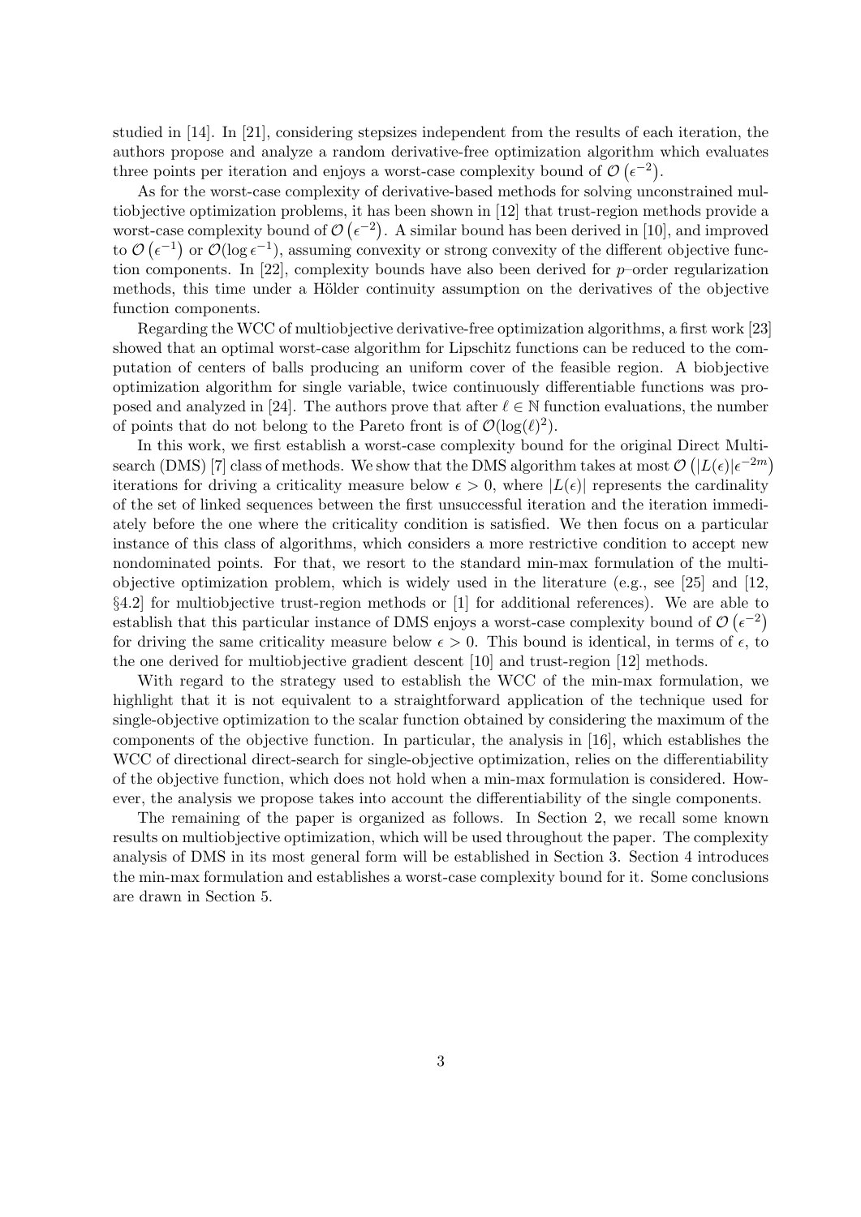studied in [14]. In [21], considering stepsizes independent from the results of each iteration, the authors propose and analyze a random derivative-free optimization algorithm which evaluates three points per iteration and enjoys a worst-case complexity bound of $\mathcal{O}\left(\epsilon^{-2}\right)$.

As for the worst-case complexity of derivative-based methods for solving unconstrained multiobjective optimization problems, it has been shown in [12] that trust-region methods provide a worst-case complexity bound of $\mathcal{O}\left(\epsilon^{-2}\right)$. A similar bound has been derived in [10], and improved to $\mathcal{O}\left(\epsilon^{-1}\right)$ or $\mathcal{O}(\log \epsilon^{-1})$, assuming convexity or strong convexity of the different objective function components. In [22], complexity bounds have also been derived for $p$–order regularization methods, this time under a Hölder continuity assumption on the derivatives of the objective function components.

Regarding the WCC of multiobjective derivative-free optimization algorithms, a first work [23] showed that an optimal worst-case algorithm for Lipschitz functions can be reduced to the computation of centers of balls producing an uniform cover of the feasible region. A biobjective optimization algorithm for single variable, twice continuously differentiable functions was proposed and analyzed in [24]. The authors prove that after $\ell \in \mathbb{N}$ function evaluations, the number of points that do not belong to the Pareto front is of $\mathcal{O}(\log(\ell)^2)$.

In this work, we first establish a worst-case complexity bound for the original Direct Multisearch (DMS) [7] class of methods. We show that the DMS algorithm takes at most $\mathcal{O}\left(|L(\epsilon)|\epsilon^{-2m}\right)$ iterations for driving a criticality measure below $\epsilon > 0$, where $|L(\epsilon)|$ represents the cardinality of the set of linked sequences between the first unsuccessful iteration and the iteration immediately before the one where the criticality condition is satisfied. We then focus on a particular instance of this class of algorithms, which considers a more restrictive condition to accept new nondominated points. For that, we resort to the standard min-max formulation of the multiobjective optimization problem, which is widely used in the literature (e.g., see [25] and [12, §4.2] for multiobjective trust-region methods or [1] for additional references). We are able to establish that this particular instance of DMS enjoys a worst-case complexity bound of $\mathcal{O}\left(\epsilon^{-2}\right)$ for driving the same criticality measure below $\epsilon > 0$. This bound is identical, in terms of $\epsilon$, to the one derived for multiobjective gradient descent [10] and trust-region [12] methods.

With regard to the strategy used to establish the WCC of the min-max formulation, we highlight that it is not equivalent to a straightforward application of the technique used for single-objective optimization to the scalar function obtained by considering the maximum of the components of the objective function. In particular, the analysis in [16], which establishes the WCC of directional direct-search for single-objective optimization, relies on the differentiability of the objective function, which does not hold when a min-max formulation is considered. However, the analysis we propose takes into account the differentiability of the single components.

The remaining of the paper is organized as follows. In Section 2, we recall some known results on multiobjective optimization, which will be used throughout the paper. The complexity analysis of DMS in its most general form will be established in Section 3. Section 4 introduces the min-max formulation and establishes a worst-case complexity bound for it. Some conclusions are drawn in Section 5.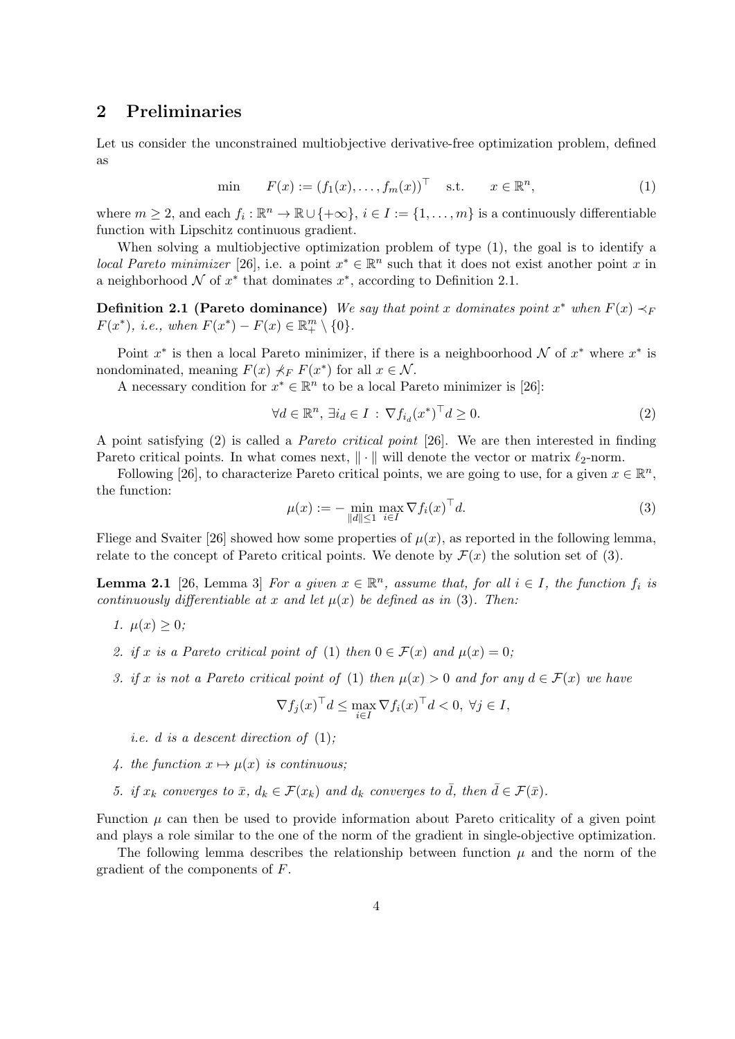## 2 Preliminaries

Let us consider the unconstrained multiobjective derivative-free optimization problem, defined as

$$\min \qquad F(x) := (f_1(x), \ldots, f_m(x))^\top \quad \text{s.t.} \qquad x \in \mathbb{R}^n, \tag{1}$$

where $m \geq 2$, and each $f_i : \mathbb{R}^n \to \mathbb{R} \cup \{+\infty\}$, $i \in I := \{1, \ldots, m\}$ is a continuously differentiable function with Lipschitz continuous gradient.

When solving a multiobjective optimization problem of type (1), the goal is to identify a *local Pareto minimizer* [26], i.e. a point $x^* \in \mathbb{R}^n$ such that it does not exist another point $x$ in a neighborhood $\mathcal{N}$ of $x^*$ that dominates $x^*$, according to Definition 2.1.

**Definition 2.1 (Pareto dominance)** *We say that point $x$ dominates point $x^*$ when $F(x) \prec_F F(x^*)$, i.e., when $F(x^*) - F(x) \in \mathbb{R}^m_+ \setminus \{0\}$.*

Point $x^*$ is then a local Pareto minimizer, if there is a neighboorhood $\mathcal{N}$ of $x^*$ where $x^*$ is nondominated, meaning $F(x) \not\prec_F F(x^*)$ for all $x \in \mathcal{N}$.

A necessary condition for $x^* \in \mathbb{R}^n$ to be a local Pareto minimizer is [26]:

$$\forall d \in \mathbb{R}^n, \, \exists i_d \in I \, : \, \nabla f_{i_d}(x^*)^\top d \geq 0. \tag{2}$$

A point satisfying (2) is called a *Pareto critical point* [26]. We are then interested in finding Pareto critical points. In what comes next, $\| \cdot \|$ will denote the vector or matrix $\ell_2$-norm.

Following [26], to characterize Pareto critical points, we are going to use, for a given $x \in \mathbb{R}^n$, the function:

$$\mu(x) := - \min_{\|d\| \leq 1} \max_{i \in I} \nabla f_i(x)^\top d. \tag{3}$$

Fliege and Svaiter [26] showed how some properties of $\mu(x)$, as reported in the following lemma, relate to the concept of Pareto critical points. We denote by $\mathcal{F}(x)$ the solution set of (3).

**Lemma 2.1** [26, Lemma 3] *For a given $x \in \mathbb{R}^n$, assume that, for all $i \in I$, the function $f_i$ is continuously differentiable at $x$ and let $\mu(x)$ be defined as in* (3)*. Then:*

1. *$\mu(x) \geq 0$;*
2. *if $x$ is a Pareto critical point of* (1) *then $0 \in \mathcal{F}(x)$ and $\mu(x) = 0$;*
3. *if $x$ is not a Pareto critical point of* (1) *then $\mu(x) > 0$ and for any $d \in \mathcal{F}(x)$ we have*

   $$\nabla f_j(x)^\top d \leq \max_{i \in I} \nabla f_i(x)^\top d < 0, \; \forall j \in I,$$

   *i.e. $d$ is a descent direction of* (1)*;*
4. *the function $x \mapsto \mu(x)$ is continuous;*
5. *if $x_k$ converges to $\bar{x}$, $d_k \in \mathcal{F}(x_k)$ and $d_k$ converges to $\bar{d}$, then $\bar{d} \in \mathcal{F}(\bar{x})$.*

Function $\mu$ can then be used to provide information about Pareto criticality of a given point and plays a role similar to the one of the norm of the gradient in single-objective optimization.

The following lemma describes the relationship between function $\mu$ and the norm of the gradient of the components of $F$.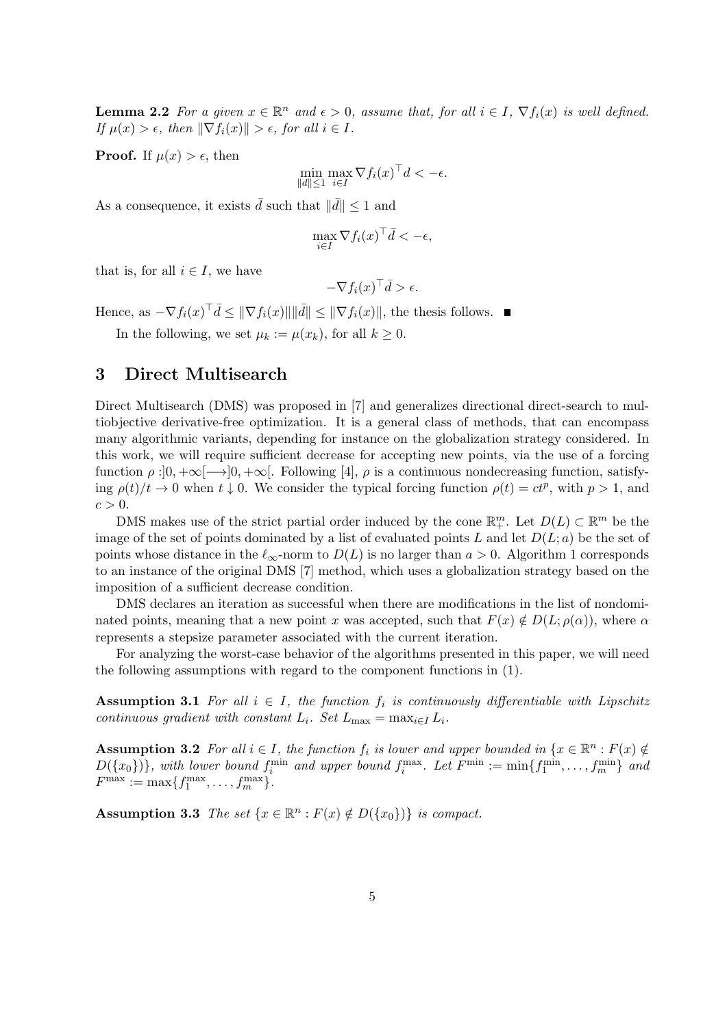**Lemma 2.2** *For a given $x \in \mathbb{R}^n$ and $\epsilon > 0$, assume that, for all $i \in I$, $\nabla f_i(x)$ is well defined. If $\mu(x) > \epsilon$, then $\|\nabla f_i(x)\| > \epsilon$, for all $i \in I$.*

**Proof.** If $\mu(x) > \epsilon$, then

$$\min_{\|d\| \leq 1} \max_{i \in I} \nabla f_i(x)^\top d < -\epsilon.$$

As a consequence, it exists $\bar{d}$ such that $\|\bar{d}\| \leq 1$ and

$$\max_{i \in I} \nabla f_i(x)^\top \bar{d} < -\epsilon,$$

that is, for all $i \in I$, we have

$$-\nabla f_i(x)^\top \bar{d} > \epsilon.$$

Hence, as $-\nabla f_i(x)^\top \bar{d} \leq \|\nabla f_i(x)\| \|\bar{d}\| \leq \|\nabla f_i(x)\|$, the thesis follows. ∎

In the following, we set $\mu_k := \mu(x_k)$, for all $k \geq 0$.

## 3 Direct Multisearch

Direct Multisearch (DMS) was proposed in [7] and generalizes directional direct-search to multiobjective derivative-free optimization. It is a general class of methods, that can encompass many algorithmic variants, depending for instance on the globalization strategy considered. In this work, we will require sufficient decrease for accepting new points, via the use of a forcing function $\rho : ]0, +\infty[ \longrightarrow ]0, +\infty[$. Following [4], $\rho$ is a continuous nondecreasing function, satisfying $\rho(t)/t \to 0$ when $t \downarrow 0$. We consider the typical forcing function $\rho(t) = ct^p$, with $p > 1$, and $c > 0$.

DMS makes use of the strict partial order induced by the cone $\mathbb{R}^m_+$. Let $D(L) \subset \mathbb{R}^m$ be the image of the set of points dominated by a list of evaluated points $L$ and let $D(L; a)$ be the set of points whose distance in the $\ell_\infty$-norm to $D(L)$ is no larger than $a > 0$. Algorithm 1 corresponds to an instance of the original DMS [7] method, which uses a globalization strategy based on the imposition of a sufficient decrease condition.

DMS declares an iteration as successful when there are modifications in the list of nondominated points, meaning that a new point $x$ was accepted, such that $F(x) \notin D(L; \rho(\alpha))$, where $\alpha$ represents a stepsize parameter associated with the current iteration.

For analyzing the worst-case behavior of the algorithms presented in this paper, we will need the following assumptions with regard to the component functions in (1).

**Assumption 3.1** *For all $i \in I$, the function $f_i$ is continuously differentiable with Lipschitz continuous gradient with constant $L_i$. Set $L_{\max} = \max_{i \in I} L_i$.*

**Assumption 3.2** *For all $i \in I$, the function $f_i$ is lower and upper bounded in $\{x \in \mathbb{R}^n : F(x) \notin D(\{x_0\})\}$, with lower bound $f_i^{\min}$ and upper bound $f_i^{\max}$. Let $F^{\min} := \min\{f_1^{\min}, \ldots, f_m^{\min}\}$ and $F^{\max} := \max\{f_1^{\max}, \ldots, f_m^{\max}\}$.*

**Assumption 3.3** *The set $\{x \in \mathbb{R}^n : F(x) \notin D(\{x_0\})\}$ is compact.*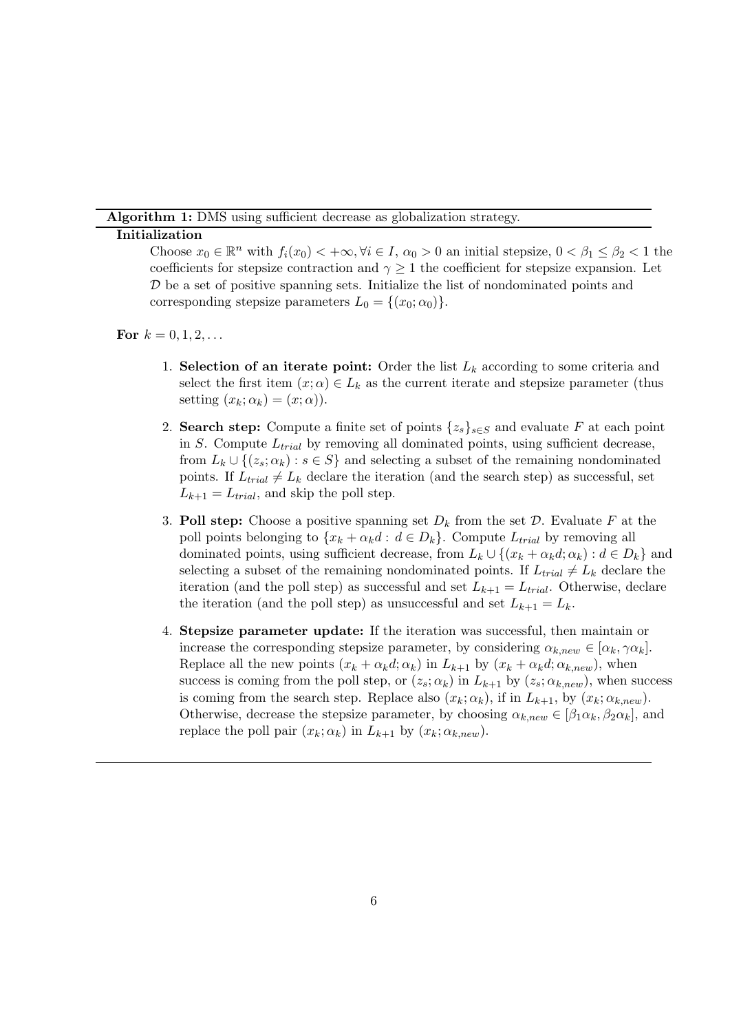**Algorithm 1:** DMS using sufficient decrease as globalization strategy.

**Initialization**

Choose $x_0 \in \mathbb{R}^n$ with $f_i(x_0) < +\infty, \forall i \in I$, $\alpha_0 > 0$ an initial stepsize, $0 < \beta_1 \leq \beta_2 < 1$ the coefficients for stepsize contraction and $\gamma \geq 1$ the coefficient for stepsize expansion. Let $\mathcal{D}$ be a set of positive spanning sets. Initialize the list of nondominated points and corresponding stepsize parameters $L_0 = \{(x_0; \alpha_0)\}$.

**For** $k = 0, 1, 2, \ldots$

1. **Selection of an iterate point:** Order the list $L_k$ according to some criteria and select the first item $(x; \alpha) \in L_k$ as the current iterate and stepsize parameter (thus setting $(x_k; \alpha_k) = (x; \alpha)$).

2. **Search step:** Compute a finite set of points $\{z_s\}_{s \in S}$ and evaluate $F$ at each point in $S$. Compute $L_{trial}$ by removing all dominated points, using sufficient decrease, from $L_k \cup \{(z_s; \alpha_k) : s \in S\}$ and selecting a subset of the remaining nondominated points. If $L_{trial} \neq L_k$ declare the iteration (and the search step) as successful, set $L_{k+1} = L_{trial}$, and skip the poll step.

3. **Poll step:** Choose a positive spanning set $D_k$ from the set $\mathcal{D}$. Evaluate $F$ at the poll points belonging to $\{x_k + \alpha_k d : d \in D_k\}$. Compute $L_{trial}$ by removing all dominated points, using sufficient decrease, from $L_k \cup \{(x_k + \alpha_k d; \alpha_k) : d \in D_k\}$ and selecting a subset of the remaining nondominated points. If $L_{trial} \neq L_k$ declare the iteration (and the poll step) as successful and set $L_{k+1} = L_{trial}$. Otherwise, declare the iteration (and the poll step) as unsuccessful and set $L_{k+1} = L_k$.

4. **Stepsize parameter update:** If the iteration was successful, then maintain or increase the corresponding stepsize parameter, by considering $\alpha_{k,new} \in [\alpha_k, \gamma\alpha_k]$. Replace all the new points $(x_k + \alpha_k d; \alpha_k)$ in $L_{k+1}$ by $(x_k + \alpha_k d; \alpha_{k,new})$, when success is coming from the poll step, or $(z_s; \alpha_k)$ in $L_{k+1}$ by $(z_s; \alpha_{k,new})$, when success is coming from the search step. Replace also $(x_k; \alpha_k)$, if in $L_{k+1}$, by $(x_k; \alpha_{k,new})$. Otherwise, decrease the stepsize parameter, by choosing $\alpha_{k,new} \in [\beta_1\alpha_k, \beta_2\alpha_k]$, and replace the poll pair $(x_k; \alpha_k)$ in $L_{k+1}$ by $(x_k; \alpha_{k,new})$.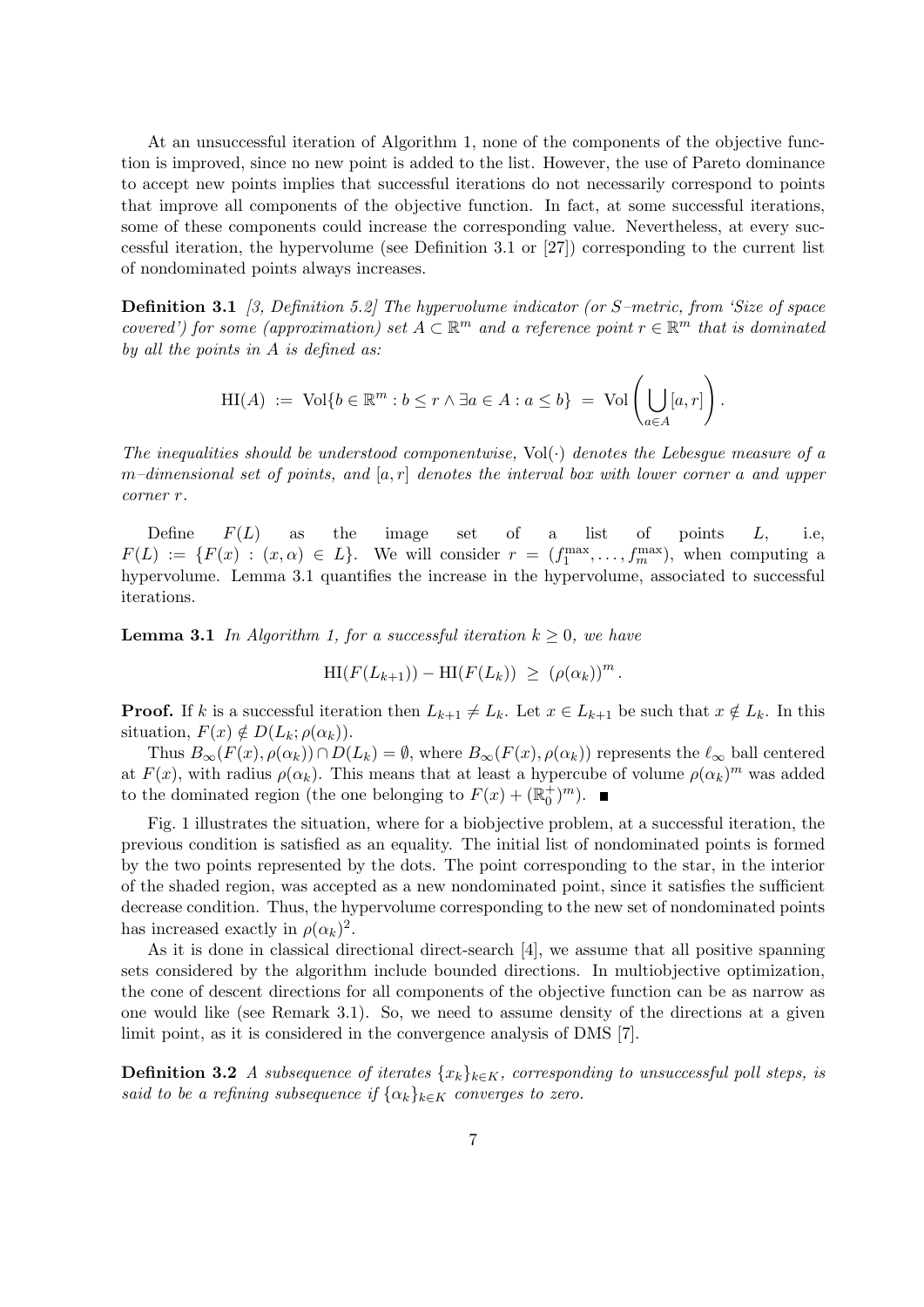At an unsuccessful iteration of Algorithm 1, none of the components of the objective function is improved, since no new point is added to the list. However, the use of Pareto dominance to accept new points implies that successful iterations do not necessarily correspond to points that improve all components of the objective function. In fact, at some successful iterations, some of these components could increase the corresponding value. Nevertheless, at every successful iteration, the hypervolume (see Definition 3.1 or [27]) corresponding to the current list of nondominated points always increases.

**Definition 3.1** *[3, Definition 5.2] The hypervolume indicator (or S–metric, from 'Size of space covered') for some (approximation) set $A \subset \mathbb{R}^m$ and a reference point $r \in \mathbb{R}^m$ that is dominated by all the points in $A$ is defined as:*

$$\mathrm{HI}(A) \;:=\; \mathrm{Vol}\{b \in \mathbb{R}^m : b \leq r \wedge \exists a \in A : a \leq b\} \;=\; \mathrm{Vol}\left(\bigcup_{a \in A} [a, r]\right).$$

*The inequalities should be understood componentwise, $\mathrm{Vol}(\cdot)$ denotes the Lebesgue measure of a $m$–dimensional set of points, and $[a, r]$ denotes the interval box with lower corner $a$ and upper corner $r$.*

Define $F(L)$ as the image set of a list of points $L$, i.e, $F(L) := \{F(x) : (x, \alpha) \in L\}$. We will consider $r = (f_1^{\max}, \ldots, f_m^{\max})$, when computing a hypervolume. Lemma 3.1 quantifies the increase in the hypervolume, associated to successful iterations.

**Lemma 3.1** *In Algorithm 1, for a successful iteration $k \geq 0$, we have*

$$\mathrm{HI}(F(L_{k+1})) - \mathrm{HI}(F(L_k)) \;\geq\; (\rho(\alpha_k))^m.$$

**Proof.** If $k$ is a successful iteration then $L_{k+1} \neq L_k$. Let $x \in L_{k+1}$ be such that $x \notin L_k$. In this situation, $F(x) \notin D(L_k; \rho(\alpha_k))$.

Thus $B_\infty(F(x), \rho(\alpha_k)) \cap D(L_k) = \emptyset$, where $B_\infty(F(x), \rho(\alpha_k))$ represents the $\ell_\infty$ ball centered at $F(x)$, with radius $\rho(\alpha_k)$. This means that at least a hypercube of volume $\rho(\alpha_k)^m$ was added to the dominated region (the one belonging to $F(x) + (\mathbb{R}_0^+)^m$). ■

Fig. 1 illustrates the situation, where for a biobjective problem, at a successful iteration, the previous condition is satisfied as an equality. The initial list of nondominated points is formed by the two points represented by the dots. The point corresponding to the star, in the interior of the shaded region, was accepted as a new nondominated point, since it satisfies the sufficient decrease condition. Thus, the hypervolume corresponding to the new set of nondominated points has increased exactly in $\rho(\alpha_k)^2$.

As it is done in classical directional direct-search [4], we assume that all positive spanning sets considered by the algorithm include bounded directions. In multiobjective optimization, the cone of descent directions for all components of the objective function can be as narrow as one would like (see Remark 3.1). So, we need to assume density of the directions at a given limit point, as it is considered in the convergence analysis of DMS [7].

**Definition 3.2** *A subsequence of iterates $\{x_k\}_{k \in K}$, corresponding to unsuccessful poll steps, is said to be a refining subsequence if $\{\alpha_k\}_{k \in K}$ converges to zero.*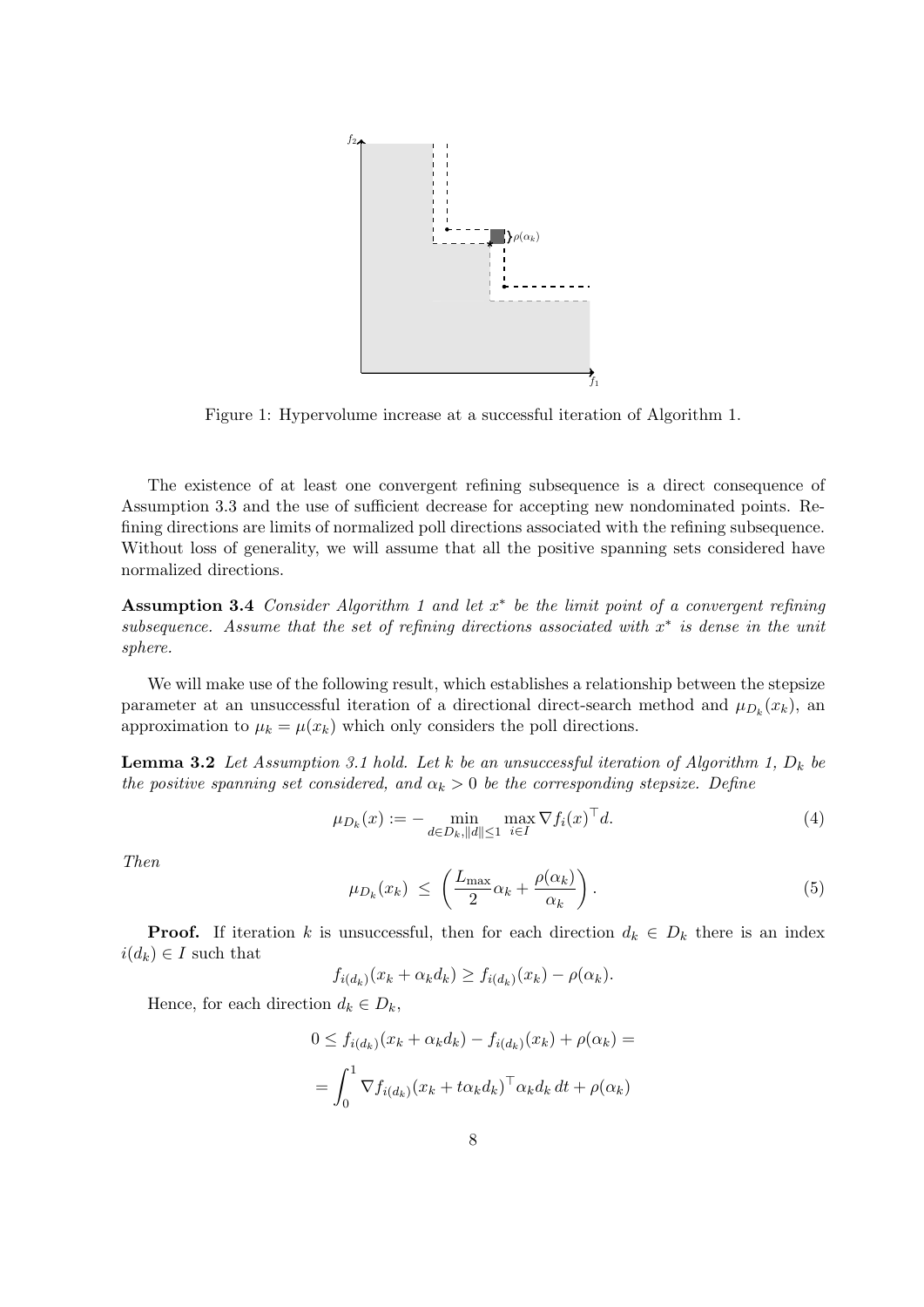Figure 1: Hypervolume increase at a successful iteration of Algorithm 1.

The existence of at least one convergent refining subsequence is a direct consequence of Assumption 3.3 and the use of sufficient decrease for accepting new nondominated points. Refining directions are limits of normalized poll directions associated with the refining subsequence. Without loss of generality, we will assume that all the positive spanning sets considered have normalized directions.

**Assumption 3.4** *Consider Algorithm 1 and let $x^*$ be the limit point of a convergent refining subsequence. Assume that the set of refining directions associated with $x^*$ is dense in the unit sphere.*

We will make use of the following result, which establishes a relationship between the stepsize parameter at an unsuccessful iteration of a directional direct-search method and $\mu_{D_k}(x_k)$, an approximation to $\mu_k = \mu(x_k)$ which only considers the poll directions.

**Lemma 3.2** *Let Assumption 3.1 hold. Let $k$ be an unsuccessful iteration of Algorithm 1, $D_k$ be the positive spanning set considered, and $\alpha_k > 0$ be the corresponding stepsize. Define*

$$\mu_{D_k}(x) := - \min_{d \in D_k, \|d\| \leq 1} \max_{i \in I} \nabla f_i(x)^\top d. \tag{4}$$

*Then*

$$\mu_{D_k}(x_k) \ \leq \ \left( \frac{L_{\max}}{2} \alpha_k + \frac{\rho(\alpha_k)}{\alpha_k} \right). \tag{5}$$

**Proof.** If iteration $k$ is unsuccessful, then for each direction $d_k \in D_k$ there is an index $i(d_k) \in I$ such that

$$f_{i(d_k)}(x_k + \alpha_k d_k) \geq f_{i(d_k)}(x_k) - \rho(\alpha_k).$$

Hence, for each direction $d_k \in D_k$,

$$0 \leq f_{i(d_k)}(x_k + \alpha_k d_k) - f_{i(d_k)}(x_k) + \rho(\alpha_k) =$$

$$= \int_0^1 \nabla f_{i(d_k)}(x_k + t\alpha_k d_k)^\top \alpha_k d_k \, dt + \rho(\alpha_k)$$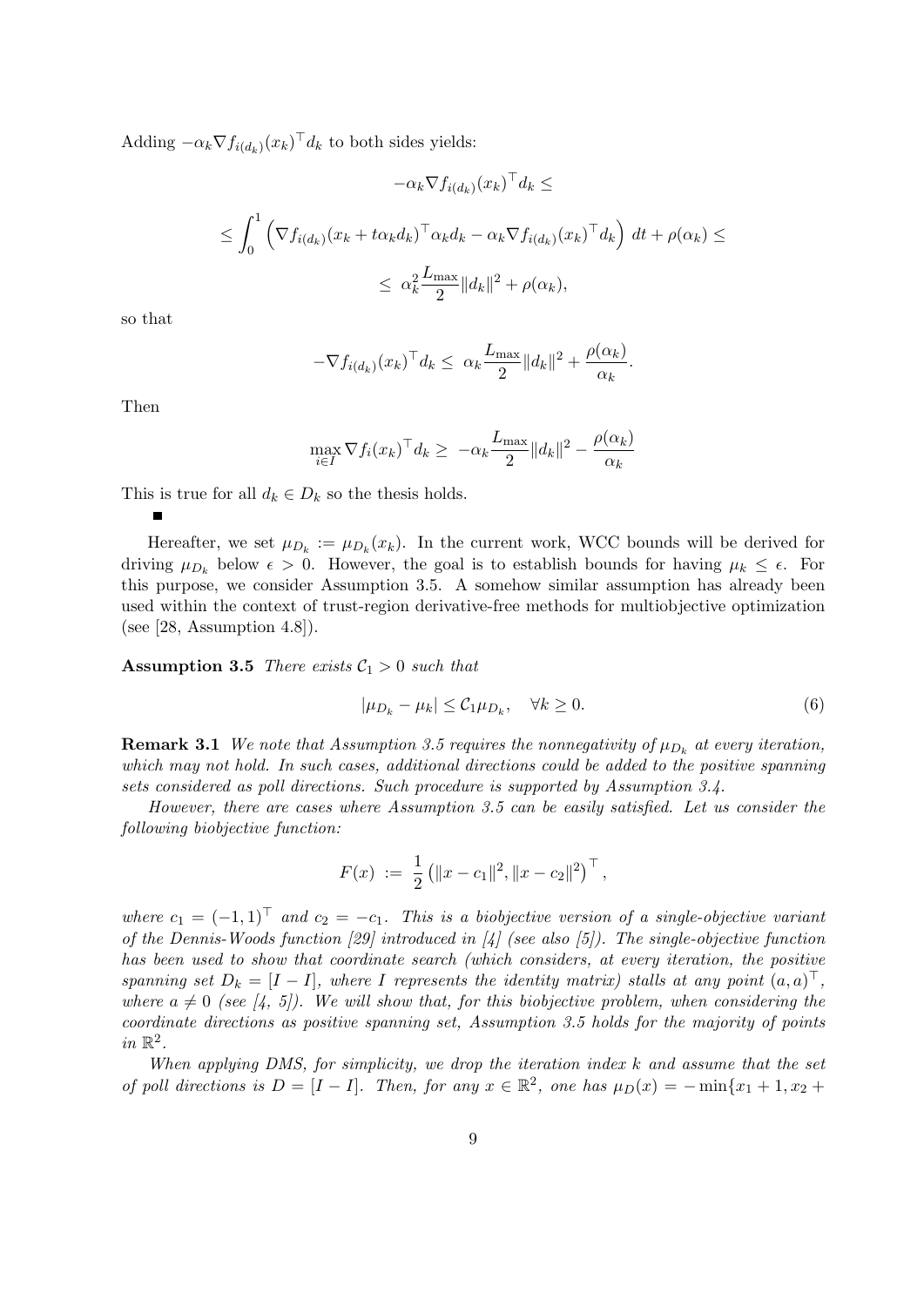Adding $-\alpha_k \nabla f_{i(d_k)}(x_k)^\top d_k$ to both sides yields:

$$-\alpha_k \nabla f_{i(d_k)}(x_k)^\top d_k \leq$$

$$\leq \int_0^1 \left( \nabla f_{i(d_k)}(x_k + t\alpha_k d_k)^\top \alpha_k d_k - \alpha_k \nabla f_{i(d_k)}(x_k)^\top d_k \right) \, dt + \rho(\alpha_k) \leq$$

$$\leq \; \alpha_k^2 \frac{L_{\max}}{2} \|d_k\|^2 + \rho(\alpha_k),$$

so that

$$-\nabla f_{i(d_k)}(x_k)^\top d_k \leq \; \alpha_k \frac{L_{\max}}{2} \|d_k\|^2 + \frac{\rho(\alpha_k)}{\alpha_k}.$$

Then

$$\max_{i \in I} \nabla f_i(x_k)^\top d_k \geq \; -\alpha_k \frac{L_{\max}}{2} \|d_k\|^2 - \frac{\rho(\alpha_k)}{\alpha_k}$$

This is true for all $d_k \in D_k$ so the thesis holds.

∎

Hereafter, we set $\mu_{D_k} := \mu_{D_k}(x_k)$. In the current work, WCC bounds will be derived for driving $\mu_{D_k}$ below $\epsilon > 0$. However, the goal is to establish bounds for having $\mu_k \leq \epsilon$. For this purpose, we consider Assumption 3.5. A somehow similar assumption has already been used within the context of trust-region derivative-free methods for multiobjective optimization (see [28, Assumption 4.8]).

**Assumption 3.5** *There exists $\mathcal{C}_1 > 0$ such that*

$$|\mu_{D_k} - \mu_k| \leq \mathcal{C}_1 \mu_{D_k}, \quad \forall k \geq 0. \tag{6}$$

**Remark 3.1** *We note that Assumption 3.5 requires the nonnegativity of $\mu_{D_k}$ at every iteration, which may not hold. In such cases, additional directions could be added to the positive spanning sets considered as poll directions. Such procedure is supported by Assumption 3.4.*

*However, there are cases where Assumption 3.5 can be easily satisfied. Let us consider the following biobjective function:*

$$F(x) \; := \; \frac{1}{2} \left( \|x - c_1\|^2, \|x - c_2\|^2 \right)^\top,$$

*where $c_1 = (-1, 1)^\top$ and $c_2 = -c_1$. This is a biobjective version of a single-objective variant of the Dennis-Woods function [29] introduced in [4] (see also [5]). The single-objective function has been used to show that coordinate search (which considers, at every iteration, the positive spanning set $D_k = [I \; -I]$, where $I$ represents the identity matrix) stalls at any point $(a, a)^\top$, where $a \neq 0$ (see [4, 5]). We will show that, for this biobjective problem, when considering the coordinate directions as positive spanning set, Assumption 3.5 holds for the majority of points in $\mathbb{R}^2$.*

*When applying DMS, for simplicity, we drop the iteration index $k$ and assume that the set of poll directions is $D = [I \; -I]$. Then, for any $x \in \mathbb{R}^2$, one has $\mu_D(x) = -\min\{x_1 + 1, x_2 +$*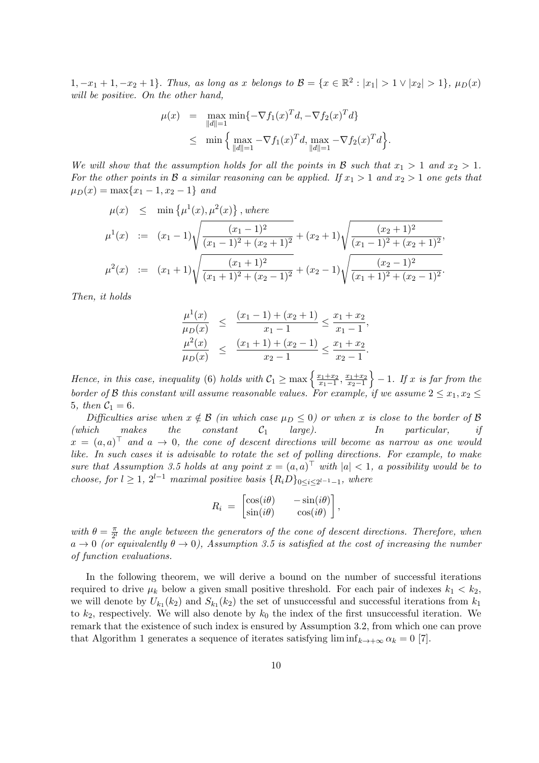$1, -x_1+1, -x_2+1\}$. *Thus, as long as $x$ belongs to $\mathcal{B} = \{x \in \mathbb{R}^2 : |x_1| > 1 \vee |x_2| > 1\}$, $\mu_D(x)$ will be positive. On the other hand,*

$$
\begin{aligned}
\mu(x) &= \max_{\|d\|=1} \min\{-\nabla f_1(x)^T d, -\nabla f_2(x)^T d\} \\
&\leq \min\Big\{ \max_{\|d\|=1} -\nabla f_1(x)^T d, \max_{\|d\|=1} -\nabla f_2(x)^T d \Big\}.
\end{aligned}
$$

*We will show that the assumption holds for all the points in $\mathcal{B}$ such that $x_1 > 1$ and $x_2 > 1$. For the other points in $\mathcal{B}$ a similar reasoning can be applied. If $x_1 > 1$ and $x_2 > 1$ one gets that $\mu_D(x) = \max\{x_1 - 1, x_2 - 1\}$ and*

$$
\begin{aligned}
\mu(x) &\leq \min\left\{\mu^1(x), \mu^2(x)\right\}, \text{ where} \\
\mu^1(x) &:= (x_1-1)\sqrt{\frac{(x_1-1)^2}{(x_1-1)^2+(x_2+1)^2}} + (x_2+1)\sqrt{\frac{(x_2+1)^2}{(x_1-1)^2+(x_2+1)^2}}, \\
\mu^2(x) &:= (x_1+1)\sqrt{\frac{(x_1+1)^2}{(x_1+1)^2+(x_2-1)^2}} + (x_2-1)\sqrt{\frac{(x_2-1)^2}{(x_1+1)^2+(x_2-1)^2}}.
\end{aligned}
$$

*Then, it holds*

$$
\begin{aligned}
\frac{\mu^1(x)}{\mu_D(x)} &\leq \frac{(x_1-1)+(x_2+1)}{x_1-1} \leq \frac{x_1+x_2}{x_1-1}, \\
\frac{\mu^2(x)}{\mu_D(x)} &\leq \frac{(x_1+1)+(x_2-1)}{x_2-1} \leq \frac{x_1+x_2}{x_2-1}.
\end{aligned}
$$

*Hence, in this case, inequality (6) holds with $\mathcal{C}_1 \geq \max\left\{\frac{x_1+x_2}{x_1-1}, \frac{x_1+x_2}{x_2-1}\right\} - 1$. If $x$ is far from the border of $\mathcal{B}$ this constant will assume reasonable values. For example, if we assume $2 \leq x_1, x_2 \leq 5$, then $\mathcal{C}_1 = 6$.*

*Difficulties arise when $x \notin \mathcal{B}$ (in which case $\mu_D \leq 0$) or when $x$ is close to the border of $\mathcal{B}$ (which makes the constant $\mathcal{C}_1$ large). In particular, if $x = (a,a)^\top$ and $a \to 0$, the cone of descent directions will become as narrow as one would like. In such cases it is advisable to rotate the set of polling directions. For example, to make sure that Assumption 3.5 holds at any point $x = (a,a)^\top$ with $|a| < 1$, a possibility would be to choose, for $l \geq 1$, $2^{l-1}$ maximal positive basis $\{R_i D\}_{0 \leq i \leq 2^{l-1}-1}$, where*

$$
R_i = \begin{bmatrix} \cos(i\theta) & -\sin(i\theta) \\ \sin(i\theta) & \cos(i\theta) \end{bmatrix},
$$

*with $\theta = \frac{\pi}{2^l}$ the angle between the generators of the cone of descent directions. Therefore, when $a \to 0$ (or equivalently $\theta \to 0$), Assumption 3.5 is satisfied at the cost of increasing the number of function evaluations.*

In the following theorem, we will derive a bound on the number of successful iterations required to drive $\mu_k$ below a given small positive threshold. For each pair of indexes $k_1 < k_2$, we will denote by $U_{k_1}(k_2)$ and $S_{k_1}(k_2)$ the set of unsuccessful and successful iterations from $k_1$ to $k_2$, respectively. We will also denote by $k_0$ the index of the first unsuccessful iteration. We remark that the existence of such index is ensured by Assumption 3.2, from which one can prove that Algorithm 1 generates a sequence of iterates satisfying $\liminf_{k \to +\infty} \alpha_k = 0$ [7].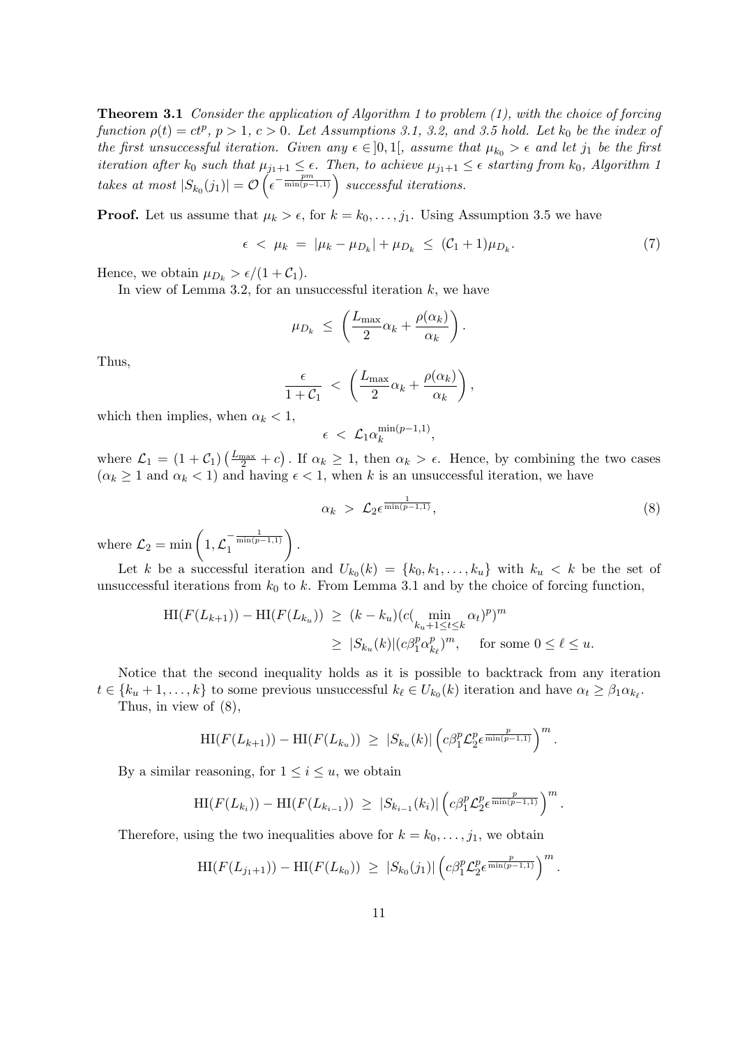**Theorem 3.1** *Consider the application of Algorithm 1 to problem (1), with the choice of forcing function $\rho(t) = ct^p$, $p > 1$, $c > 0$. Let Assumptions 3.1, 3.2, and 3.5 hold. Let $k_0$ be the index of the first unsuccessful iteration. Given any $\epsilon \in ]0, 1[$, assume that $\mu_{k_0} > \epsilon$ and let $j_1$ be the first iteration after $k_0$ such that $\mu_{j_1+1} \leq \epsilon$. Then, to achieve $\mu_{j_1+1} \leq \epsilon$ starting from $k_0$, Algorithm 1 takes at most $|S_{k_0}(j_1)| = \mathcal{O}\left(\epsilon^{-\frac{pm}{\min(p-1,1)}}\right)$ successful iterations.*

**Proof.** Let us assume that $\mu_k > \epsilon$, for $k = k_0, \ldots, j_1$. Using Assumption 3.5 we have

$$\epsilon \;<\; \mu_k \;=\; |\mu_k - \mu_{D_k}| + \mu_{D_k} \;\leq\; (\mathcal{C}_1 + 1)\mu_{D_k}. \tag{7}$$

Hence, we obtain $\mu_{D_k} > \epsilon/(1 + \mathcal{C}_1)$.

In view of Lemma 3.2, for an unsuccessful iteration $k$, we have

$$\mu_{D_k} \;\leq\; \left(\frac{L_{\max}}{2}\alpha_k + \frac{\rho(\alpha_k)}{\alpha_k}\right).$$

Thus,

$$\frac{\epsilon}{1 + \mathcal{C}_1} \;<\; \left(\frac{L_{\max}}{2}\alpha_k + \frac{\rho(\alpha_k)}{\alpha_k}\right),$$

which then implies, when $\alpha_k < 1$,

$$\epsilon \;<\; \mathcal{L}_1 \alpha_k^{\min(p-1,1)},$$

where $\mathcal{L}_1 = (1 + \mathcal{C}_1)\left(\frac{L_{\max}}{2} + c\right)$. If $\alpha_k \geq 1$, then $\alpha_k > \epsilon$. Hence, by combining the two cases ($\alpha_k \geq 1$ and $\alpha_k < 1$) and having $\epsilon < 1$, when $k$ is an unsuccessful iteration, we have

$$\alpha_k \;>\; \mathcal{L}_2 \epsilon^{\frac{1}{\min(p-1,1)}}, \tag{8}$$

where $\mathcal{L}_2 = \min\left(1, \mathcal{L}_1^{-\frac{1}{\min(p-1,1)}}\right)$.

Let $k$ be a successful iteration and $U_{k_0}(k) = \{k_0, k_1, \ldots, k_u\}$ with $k_u < k$ be the set of unsuccessful iterations from $k_0$ to $k$. From Lemma 3.1 and by the choice of forcing function,

$$\begin{aligned}
\mathrm{HI}(F(L_{k+1})) - \mathrm{HI}(F(L_{k_u})) \;&\geq\; (k - k_u)(c(\min_{k_u+1 \leq t \leq k} \alpha_t)^p)^m \\
&\geq\; |S_{k_u}(k)|(c\beta_1^p \alpha_{k_\ell}^p)^m, \quad \text{for some } 0 \leq \ell \leq u.
\end{aligned}$$

Notice that the second inequality holds as it is possible to backtrack from any iteration $t \in \{k_u + 1, \ldots, k\}$ to some previous unsuccessful $k_\ell \in U_{k_0}(k)$ iteration and have $\alpha_t \geq \beta_1 \alpha_{k_\ell}$.

Thus, in view of (8),

$$\mathrm{HI}(F(L_{k+1})) - \mathrm{HI}(F(L_{k_u})) \;\geq\; |S_{k_u}(k)|\left(c\beta_1^p \mathcal{L}_2^p \epsilon^{\frac{p}{\min(p-1,1)}}\right)^m.$$

By a similar reasoning, for $1 \leq i \leq u$, we obtain

$$\mathrm{HI}(F(L_{k_i})) - \mathrm{HI}(F(L_{k_{i-1}})) \;\geq\; |S_{k_{i-1}}(k_i)|\left(c\beta_1^p \mathcal{L}_2^p \epsilon^{\frac{p}{\min(p-1,1)}}\right)^m.$$

Therefore, using the two inequalities above for $k = k_0, \ldots, j_1$, we obtain

$$\mathrm{HI}(F(L_{j_1+1})) - \mathrm{HI}(F(L_{k_0})) \;\geq\; |S_{k_0}(j_1)|\left(c\beta_1^p \mathcal{L}_2^p \epsilon^{\frac{p}{\min(p-1,1)}}\right)^m.$$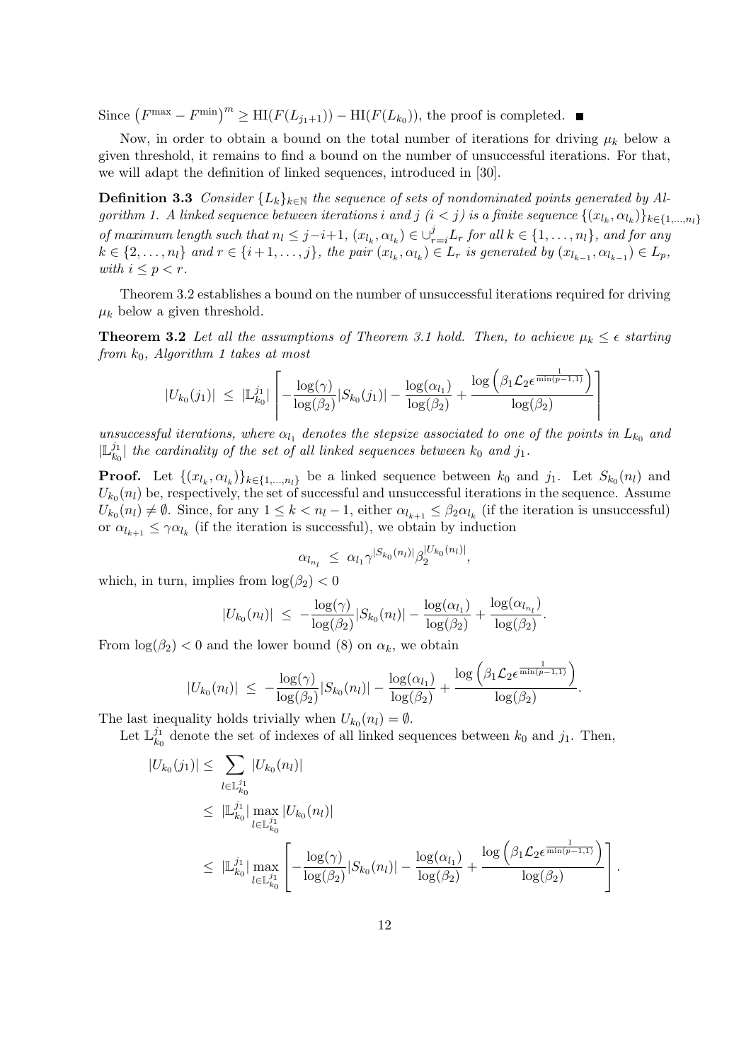Since $\left(F^{\max} - F^{\min}\right)^m \geq \mathrm{HI}(F(L_{j_1+1})) - \mathrm{HI}(F(L_{k_0}))$, the proof is completed. ■

Now, in order to obtain a bound on the total number of iterations for driving $\mu_k$ below a given threshold, it remains to find a bound on the number of unsuccessful iterations. For that, we will adapt the definition of linked sequences, introduced in [30].

**Definition 3.3** *Consider $\{L_k\}_{k\in\mathbb{N}}$ the sequence of sets of nondominated points generated by Algorithm 1. A linked sequence between iterations $i$ and $j$ ($i < j$) is a finite sequence $\{(x_{l_k}, \alpha_{l_k})\}_{k\in\{1,\ldots,n_l\}}$ of maximum length such that $n_l \leq j-i+1$, $(x_{l_k}, \alpha_{l_k}) \in \cup_{r=i}^{j} L_r$ for all $k \in \{1,\ldots,n_l\}$, and for any $k \in \{2,\ldots,n_l\}$ and $r \in \{i+1,\ldots,j\}$, the pair $(x_{l_k}, \alpha_{l_k}) \in L_r$ is generated by $(x_{l_{k-1}}, \alpha_{l_{k-1}}) \in L_p$, with $i \leq p < r$.*

Theorem 3.2 establishes a bound on the number of unsuccessful iterations required for driving $\mu_k$ below a given threshold.

**Theorem 3.2** *Let all the assumptions of Theorem 3.1 hold. Then, to achieve $\mu_k \leq \epsilon$ starting from $k_0$, Algorithm 1 takes at most*

$$|U_{k_0}(j_1)| \;\leq\; |\mathbb{L}_{k_0}^{j_1}| \left\lceil -\frac{\log(\gamma)}{\log(\beta_2)}|S_{k_0}(j_1)| - \frac{\log(\alpha_{l_1})}{\log(\beta_2)} + \frac{\log\left(\beta_1 \mathcal{L}_2 \epsilon^{\frac{1}{\min(p-1,1)}}\right)}{\log(\beta_2)} \right\rceil$$

*unsuccessful iterations, where $\alpha_{l_1}$ denotes the stepsize associated to one of the points in $L_{k_0}$ and $|\mathbb{L}_{k_0}^{j_1}|$ the cardinality of the set of all linked sequences between $k_0$ and $j_1$.*

**Proof.** Let $\{(x_{l_k}, \alpha_{l_k})\}_{k\in\{1,\ldots,n_l\}}$ be a linked sequence between $k_0$ and $j_1$. Let $S_{k_0}(n_l)$ and $U_{k_0}(n_l)$ be, respectively, the set of successful and unsuccessful iterations in the sequence. Assume $U_{k_0}(n_l) \neq \emptyset$. Since, for any $1 \leq k < n_l - 1$, either $\alpha_{l_{k+1}} \leq \beta_2 \alpha_{l_k}$ (if the iteration is unsuccessful) or $\alpha_{l_{k+1}} \leq \gamma \alpha_{l_k}$ (if the iteration is successful), we obtain by induction

$$\alpha_{l_{n_l}} \;\leq\; \alpha_{l_1} \gamma^{|S_{k_0}(n_l)|} \beta_2^{|U_{k_0}(n_l)|},$$

which, in turn, implies from $\log(\beta_2) < 0$

$$|U_{k_0}(n_l)| \;\leq\; -\frac{\log(\gamma)}{\log(\beta_2)}|S_{k_0}(n_l)| - \frac{\log(\alpha_{l_1})}{\log(\beta_2)} + \frac{\log(\alpha_{l_{n_l}})}{\log(\beta_2)}.$$

From $\log(\beta_2) < 0$ and the lower bound (8) on $\alpha_k$, we obtain

$$|U_{k_0}(n_l)| \;\leq\; -\frac{\log(\gamma)}{\log(\beta_2)}|S_{k_0}(n_l)| - \frac{\log(\alpha_{l_1})}{\log(\beta_2)} + \frac{\log\left(\beta_1 \mathcal{L}_2 \epsilon^{\frac{1}{\min(p-1,1)}}\right)}{\log(\beta_2)}.$$

The last inequality holds trivially when $U_{k_0}(n_l) = \emptyset$.

Let $\mathbb{L}_{k_0}^{j_1}$ denote the set of indexes of all linked sequences between $k_0$ and $j_1$. Then,

$$\begin{aligned}
|U_{k_0}(j_1)| &\leq \sum_{l\in\mathbb{L}_{k_0}^{j_1}} |U_{k_0}(n_l)| \\
&\leq\; |\mathbb{L}_{k_0}^{j_1}| \max_{l\in\mathbb{L}_{k_0}^{j_1}} |U_{k_0}(n_l)| \\
&\leq\; |\mathbb{L}_{k_0}^{j_1}| \max_{l\in\mathbb{L}_{k_0}^{j_1}} \left\lceil -\frac{\log(\gamma)}{\log(\beta_2)}|S_{k_0}(n_l)| - \frac{\log(\alpha_{l_1})}{\log(\beta_2)} + \frac{\log\left(\beta_1 \mathcal{L}_2 \epsilon^{\frac{1}{\min(p-1,1)}}\right)}{\log(\beta_2)} \right\rceil.
\end{aligned}$$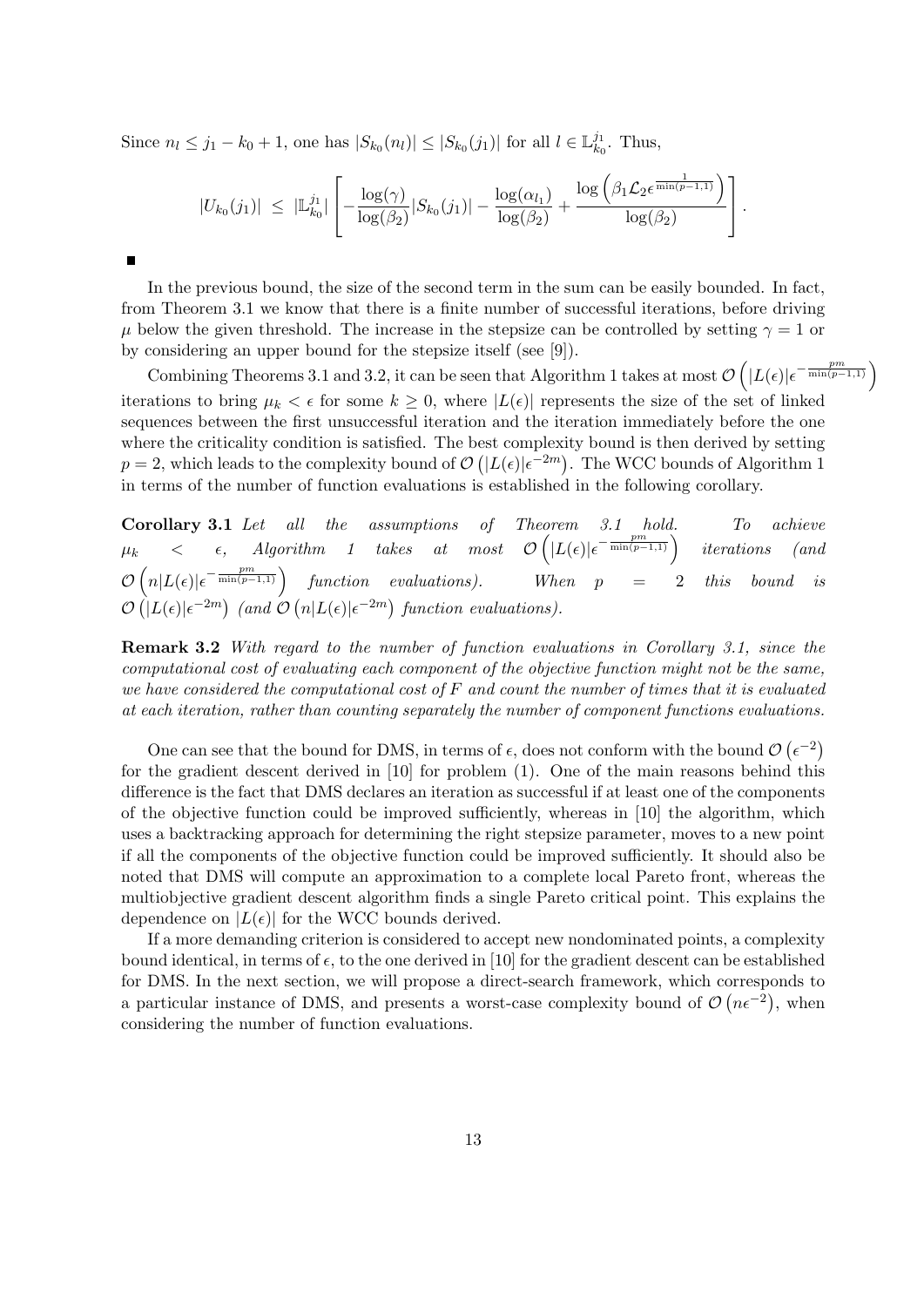Since $n_l \leq j_1 - k_0 + 1$, one has $|S_{k_0}(n_l)| \leq |S_{k_0}(j_1)|$ for all $l \in \mathbb{L}_{k_0}^{j_1}$. Thus,

$$|U_{k_0}(j_1)| \;\leq\; |\mathbb{L}_{k_0}^{j_1}| \left[ -\frac{\log(\gamma)}{\log(\beta_2)} |S_{k_0}(j_1)| - \frac{\log(\alpha_{l_1})}{\log(\beta_2)} + \frac{\log\left(\beta_1 \mathcal{L}_2 \epsilon^{\frac{1}{\min(p-1,1)}}\right)}{\log(\beta_2)} \right].$$

■

In the previous bound, the size of the second term in the sum can be easily bounded. In fact, from Theorem 3.1 we know that there is a finite number of successful iterations, before driving $\mu$ below the given threshold. The increase in the stepsize can be controlled by setting $\gamma = 1$ or by considering an upper bound for the stepsize itself (see [9]).

Combining Theorems 3.1 and 3.2, it can be seen that Algorithm 1 takes at most $\mathcal{O}\left(|L(\epsilon)|\epsilon^{-\frac{pm}{\min(p-1,1)}}\right)$ iterations to bring $\mu_k < \epsilon$ for some $k \geq 0$, where $|L(\epsilon)|$ represents the size of the set of linked sequences between the first unsuccessful iteration and the iteration immediately before the one where the criticality condition is satisfied. The best complexity bound is then derived by setting $p = 2$, which leads to the complexity bound of $\mathcal{O}\left(|L(\epsilon)|\epsilon^{-2m}\right)$. The WCC bounds of Algorithm 1 in terms of the number of function evaluations is established in the following corollary.

**Corollary 3.1** *Let all the assumptions of Theorem 3.1 hold. To achieve $\mu_k < \epsilon$, Algorithm 1 takes at most $\mathcal{O}\left(|L(\epsilon)|\epsilon^{-\frac{pm}{\min(p-1,1)}}\right)$ iterations (and $\mathcal{O}\left(n|L(\epsilon)|\epsilon^{-\frac{pm}{\min(p-1,1)}}\right)$ function evaluations). When $p = 2$ this bound is $\mathcal{O}\left(|L(\epsilon)|\epsilon^{-2m}\right)$ (and $\mathcal{O}\left(n|L(\epsilon)|\epsilon^{-2m}\right)$ function evaluations).*

**Remark 3.2** *With regard to the number of function evaluations in Corollary 3.1, since the computational cost of evaluating each component of the objective function might not be the same, we have considered the computational cost of $F$ and count the number of times that it is evaluated at each iteration, rather than counting separately the number of component functions evaluations.*

One can see that the bound for DMS, in terms of $\epsilon$, does not conform with the bound $\mathcal{O}\left(\epsilon^{-2}\right)$ for the gradient descent derived in [10] for problem (1). One of the main reasons behind this difference is the fact that DMS declares an iteration as successful if at least one of the components of the objective function could be improved sufficiently, whereas in [10] the algorithm, which uses a backtracking approach for determining the right stepsize parameter, moves to a new point if all the components of the objective function could be improved sufficiently. It should also be noted that DMS will compute an approximation to a complete local Pareto front, whereas the multiobjective gradient descent algorithm finds a single Pareto critical point. This explains the dependence on $|L(\epsilon)|$ for the WCC bounds derived.

If a more demanding criterion is considered to accept new nondominated points, a complexity bound identical, in terms of $\epsilon$, to the one derived in [10] for the gradient descent can be established for DMS. In the next section, we will propose a direct-search framework, which corresponds to a particular instance of DMS, and presents a worst-case complexity bound of $\mathcal{O}\left(n\epsilon^{-2}\right)$, when considering the number of function evaluations.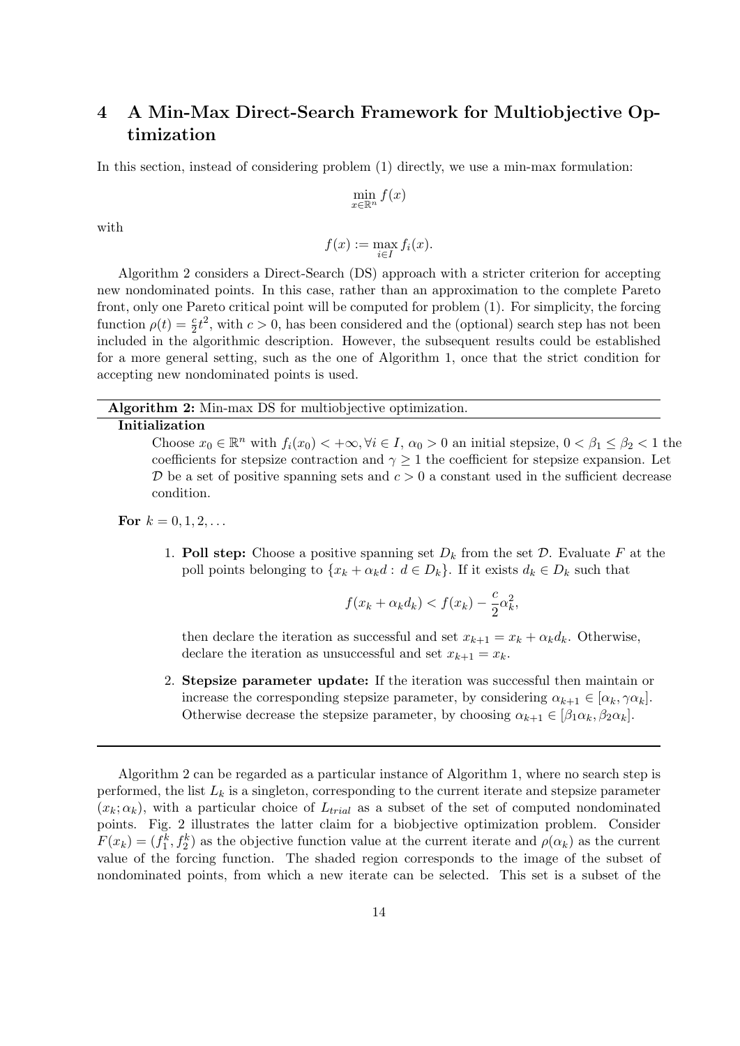## 4 A Min-Max Direct-Search Framework for Multiobjective Optimization

In this section, instead of considering problem (1) directly, we use a min-max formulation:

$$\min_{x \in \mathbb{R}^n} f(x)$$

with

$$f(x) := \max_{i \in I} f_i(x).$$

Algorithm 2 considers a Direct-Search (DS) approach with a stricter criterion for accepting new nondominated points. In this case, rather than an approximation to the complete Pareto front, only one Pareto critical point will be computed for problem (1). For simplicity, the forcing function $\rho(t) = \frac{c}{2}t^2$, with $c > 0$, has been considered and the (optional) search step has not been included in the algorithmic description. However, the subsequent results could be established for a more general setting, such as the one of Algorithm 1, once that the strict condition for accepting new nondominated points is used.

---

**Algorithm 2:** Min-max DS for multiobjective optimization.

**Initialization**

Choose $x_0 \in \mathbb{R}^n$ with $f_i(x_0) < +\infty, \forall i \in I$, $\alpha_0 > 0$ an initial stepsize, $0 < \beta_1 \leq \beta_2 < 1$ the coefficients for stepsize contraction and $\gamma \geq 1$ the coefficient for stepsize expansion. Let $\mathcal{D}$ be a set of positive spanning sets and $c > 0$ a constant used in the sufficient decrease condition.

**For** $k = 0, 1, 2, \ldots$

1. **Poll step:** Choose a positive spanning set $D_k$ from the set $\mathcal{D}$. Evaluate $F$ at the poll points belonging to $\{x_k + \alpha_k d : d \in D_k\}$. If it exists $d_k \in D_k$ such that

$$f(x_k + \alpha_k d_k) < f(x_k) - \frac{c}{2}\alpha_k^2,$$

then declare the iteration as successful and set $x_{k+1} = x_k + \alpha_k d_k$. Otherwise, declare the iteration as unsuccessful and set $x_{k+1} = x_k$.

2. **Stepsize parameter update:** If the iteration was successful then maintain or increase the corresponding stepsize parameter, by considering $\alpha_{k+1} \in [\alpha_k, \gamma\alpha_k]$. Otherwise decrease the stepsize parameter, by choosing $\alpha_{k+1} \in [\beta_1\alpha_k, \beta_2\alpha_k]$.

---

Algorithm 2 can be regarded as a particular instance of Algorithm 1, where no search step is performed, the list $L_k$ is a singleton, corresponding to the current iterate and stepsize parameter $(x_k; \alpha_k)$, with a particular choice of $L_{trial}$ as a subset of the set of computed nondominated points. Fig. 2 illustrates the latter claim for a biobjective optimization problem. Consider $F(x_k) = (f_1^k, f_2^k)$ as the objective function value at the current iterate and $\rho(\alpha_k)$ as the current value of the forcing function. The shaded region corresponds to the image of the subset of nondominated points, from which a new iterate can be selected. This set is a subset of the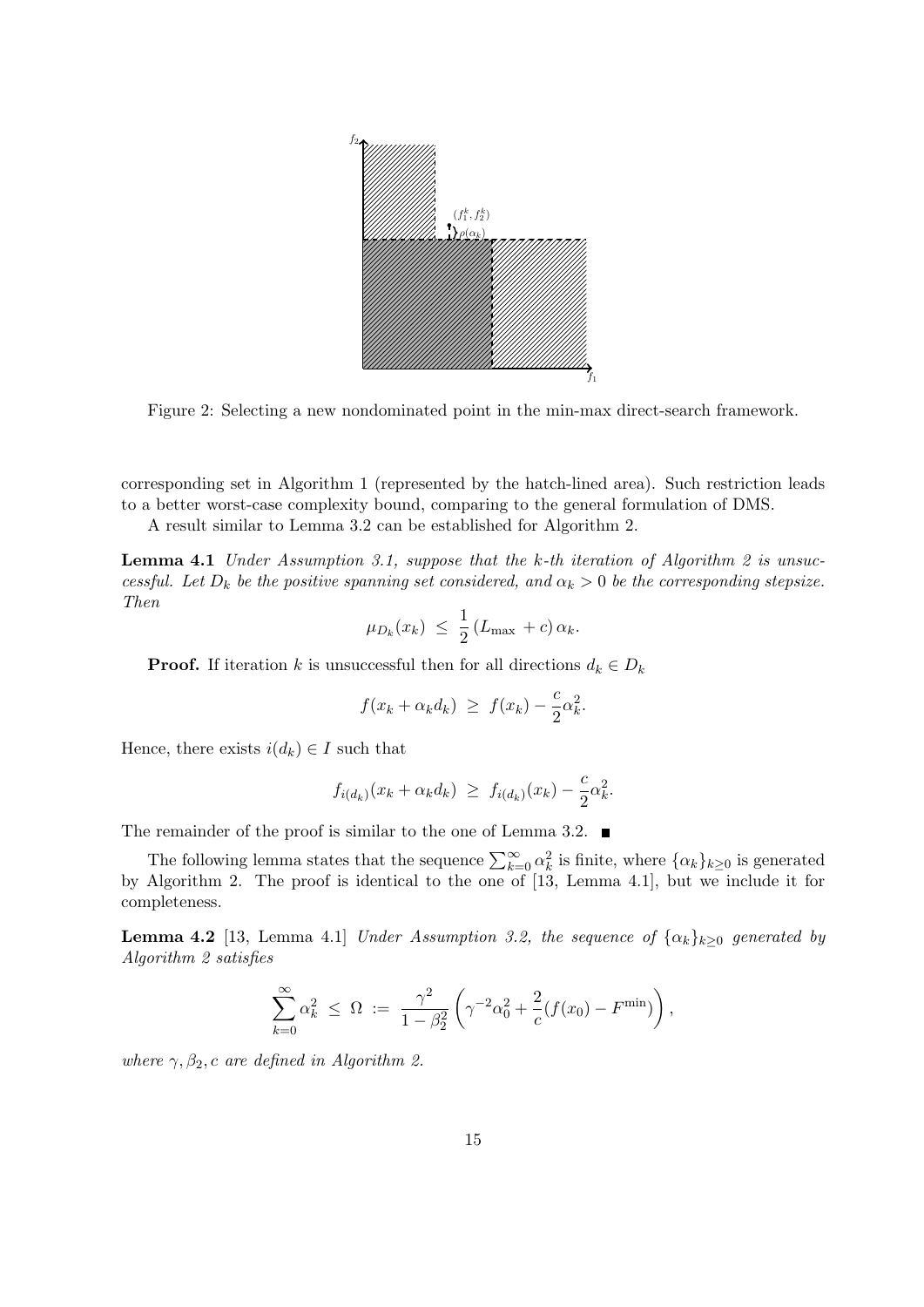Figure 2: Selecting a new nondominated point in the min-max direct-search framework.

corresponding set in Algorithm 1 (represented by the hatch-lined area). Such restriction leads to a better worst-case complexity bound, comparing to the general formulation of DMS.

A result similar to Lemma 3.2 can be established for Algorithm 2.

**Lemma 4.1** *Under Assumption 3.1, suppose that the k-th iteration of Algorithm 2 is unsuccessful. Let $D_k$ be the positive spanning set considered, and $\alpha_k > 0$ be the corresponding stepsize. Then*

$$\mu_{D_k}(x_k) \;\leq\; \frac{1}{2}\left(L_{\max} + c\right)\alpha_k.$$

**Proof.** If iteration $k$ is unsuccessful then for all directions $d_k \in D_k$

$$f(x_k + \alpha_k d_k) \;\geq\; f(x_k) - \frac{c}{2}\alpha_k^2.$$

Hence, there exists $i(d_k) \in I$ such that

$$f_{i(d_k)}(x_k + \alpha_k d_k) \;\geq\; f_{i(d_k)}(x_k) - \frac{c}{2}\alpha_k^2.$$

The remainder of the proof is similar to the one of Lemma 3.2. ■

The following lemma states that the sequence $\sum_{k=0}^{\infty}\alpha_k^2$ is finite, where $\{\alpha_k\}_{k\geq 0}$ is generated by Algorithm 2. The proof is identical to the one of [13, Lemma 4.1], but we include it for completeness.

**Lemma 4.2** [13, Lemma 4.1] *Under Assumption 3.2, the sequence of $\{\alpha_k\}_{k\geq 0}$ generated by Algorithm 2 satisfies*

$$\sum_{k=0}^{\infty}\alpha_k^2 \;\leq\; \Omega \;:=\; \frac{\gamma^2}{1-\beta_2^2}\left(\gamma^{-2}\alpha_0^2 + \frac{2}{c}(f(x_0) - F^{\min})\right),$$

*where $\gamma, \beta_2, c$ are defined in Algorithm 2.*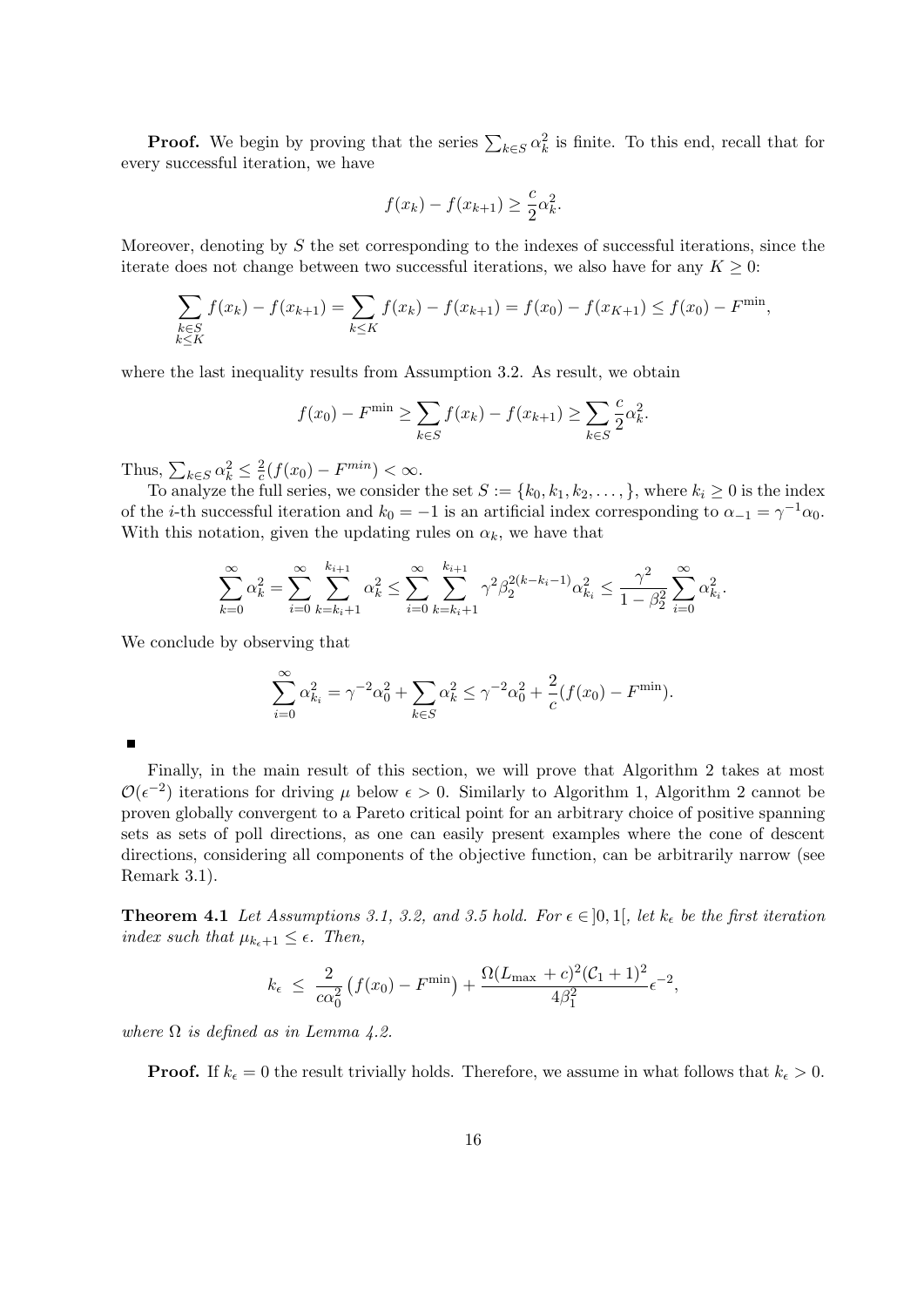**Proof.** We begin by proving that the series $\sum_{k \in S} \alpha_k^2$ is finite. To this end, recall that for every successful iteration, we have

$$f(x_k) - f(x_{k+1}) \geq \frac{c}{2}\alpha_k^2.$$

Moreover, denoting by $S$ the set corresponding to the indexes of successful iterations, since the iterate does not change between two successful iterations, we also have for any $K \geq 0$:

$$\sum_{\substack{k \in S \\ k \leq K}} f(x_k) - f(x_{k+1}) = \sum_{k \leq K} f(x_k) - f(x_{k+1}) = f(x_0) - f(x_{K+1}) \leq f(x_0) - F^{\min},$$

where the last inequality results from Assumption 3.2. As result, we obtain

$$f(x_0) - F^{\min} \geq \sum_{k \in S} f(x_k) - f(x_{k+1}) \geq \sum_{k \in S} \frac{c}{2}\alpha_k^2.$$

Thus, $\sum_{k \in S} \alpha_k^2 \leq \frac{2}{c}(f(x_0) - F^{min}) < \infty$.

To analyze the full series, we consider the set $S := \{k_0, k_1, k_2, \dots, \}$, where $k_i \geq 0$ is the index of the $i$-th successful iteration and $k_0 = -1$ is an artificial index corresponding to $\alpha_{-1} = \gamma^{-1}\alpha_0$. With this notation, given the updating rules on $\alpha_k$, we have that

$$\sum_{k=0}^{\infty} \alpha_k^2 = \sum_{i=0}^{\infty} \sum_{k=k_i+1}^{k_{i+1}} \alpha_k^2 \leq \sum_{i=0}^{\infty} \sum_{k=k_i+1}^{k_{i+1}} \gamma^2 \beta_2^{2(k-k_i-1)} \alpha_{k_i}^2 \leq \frac{\gamma^2}{1-\beta_2^2} \sum_{i=0}^{\infty} \alpha_{k_i}^2.$$

We conclude by observing that

$$\sum_{i=0}^{\infty} \alpha_{k_i}^2 = \gamma^{-2}\alpha_0^2 + \sum_{k \in S} \alpha_k^2 \leq \gamma^{-2}\alpha_0^2 + \frac{2}{c}(f(x_0) - F^{\min}).$$

■

Finally, in the main result of this section, we will prove that Algorithm 2 takes at most $\mathcal{O}(\epsilon^{-2})$ iterations for driving $\mu$ below $\epsilon > 0$. Similarly to Algorithm 1, Algorithm 2 cannot be proven globally convergent to a Pareto critical point for an arbitrary choice of positive spanning sets as sets of poll directions, as one can easily present examples where the cone of descent directions, considering all components of the objective function, can be arbitrarily narrow (see Remark 3.1).

**Theorem 4.1** *Let Assumptions 3.1, 3.2, and 3.5 hold. For $\epsilon \in ]0,1[$, let $k_\epsilon$ be the first iteration index such that $\mu_{k_\epsilon+1} \leq \epsilon$. Then,*

$$k_\epsilon \;\leq\; \frac{2}{c\alpha_0^2}\left(f(x_0) - F^{\min}\right) + \frac{\Omega(L_{\max} + c)^2(\mathcal{C}_1 + 1)^2}{4\beta_1^2}\epsilon^{-2},$$

*where $\Omega$ is defined as in Lemma 4.2.*

**Proof.** If $k_\epsilon = 0$ the result trivially holds. Therefore, we assume in what follows that $k_\epsilon > 0$.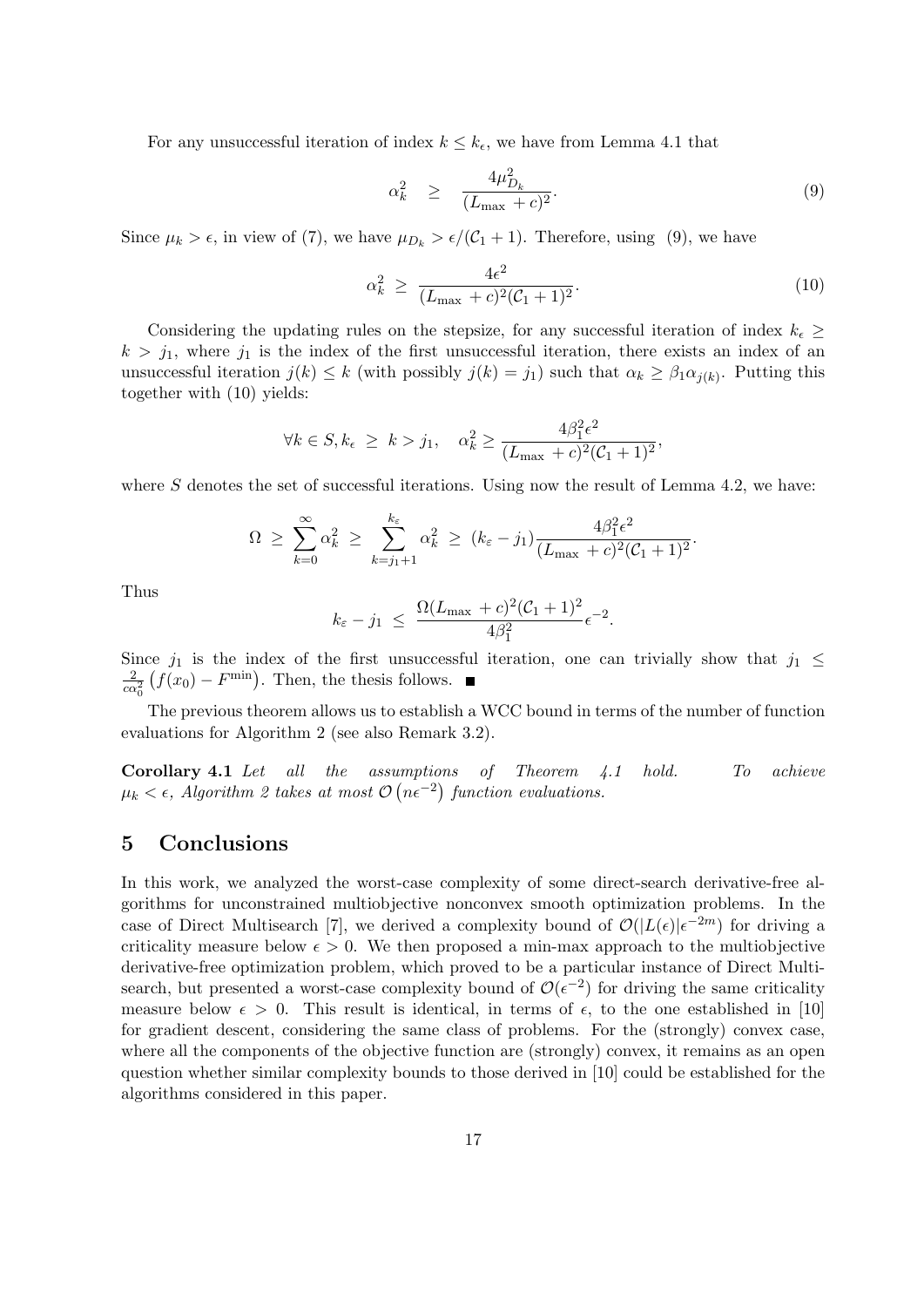For any unsuccessful iteration of index $k \leq k_\epsilon$, we have from Lemma 4.1 that

$$\alpha_k^2 \quad \geq \quad \frac{4\mu_{D_k}^2}{(L_{\max} + c)^2}. \tag{9}$$

Since $\mu_k > \epsilon$, in view of (7), we have $\mu_{D_k} > \epsilon/(\mathcal{C}_1 + 1)$. Therefore, using (9), we have

$$\alpha_k^2 \; \geq \; \frac{4\epsilon^2}{(L_{\max} + c)^2(\mathcal{C}_1 + 1)^2}. \tag{10}$$

Considering the updating rules on the stepsize, for any successful iteration of index $k_\epsilon \geq k > j_1$, where $j_1$ is the index of the first unsuccessful iteration, there exists an index of an unsuccessful iteration $j(k) \leq k$ (with possibly $j(k) = j_1$) such that $\alpha_k \geq \beta_1 \alpha_{j(k)}$. Putting this together with (10) yields:

$$\forall k \in S, k_\epsilon \;\geq\; k > j_1, \quad \alpha_k^2 \geq \frac{4\beta_1^2\epsilon^2}{(L_{\max} + c)^2(\mathcal{C}_1 + 1)^2},$$

where $S$ denotes the set of successful iterations. Using now the result of Lemma 4.2, we have:

$$\Omega \;\geq\; \sum_{k=0}^{\infty} \alpha_k^2 \;\geq\; \sum_{k=j_1+1}^{k_\varepsilon} \alpha_k^2 \;\geq\; (k_\varepsilon - j_1)\frac{4\beta_1^2\epsilon^2}{(L_{\max} + c)^2(\mathcal{C}_1 + 1)^2}.$$

Thus

$$k_\varepsilon - j_1 \;\leq\; \frac{\Omega(L_{\max} + c)^2(\mathcal{C}_1 + 1)^2}{4\beta_1^2}\epsilon^{-2}.$$

Since $j_1$ is the index of the first unsuccessful iteration, one can trivially show that $j_1 \leq \frac{2}{c\alpha_0^2}\left(f(x_0) - F^{\min}\right)$. Then, the thesis follows. ∎

The previous theorem allows us to establish a WCC bound in terms of the number of function evaluations for Algorithm 2 (see also Remark 3.2).

**Corollary 4.1** *Let all the assumptions of Theorem 4.1 hold. To achieve $\mu_k < \epsilon$, Algorithm 2 takes at most $\mathcal{O}\left(n\epsilon^{-2}\right)$ function evaluations.*

## 5 Conclusions

In this work, we analyzed the worst-case complexity of some direct-search derivative-free algorithms for unconstrained multiobjective nonconvex smooth optimization problems. In the case of Direct Multisearch [7], we derived a complexity bound of $\mathcal{O}(|L(\epsilon)|\epsilon^{-2m})$ for driving a criticality measure below $\epsilon > 0$. We then proposed a min-max approach to the multiobjective derivative-free optimization problem, which proved to be a particular instance of Direct Multisearch, but presented a worst-case complexity bound of $\mathcal{O}(\epsilon^{-2})$ for driving the same criticality measure below $\epsilon > 0$. This result is identical, in terms of $\epsilon$, to the one established in [10] for gradient descent, considering the same class of problems. For the (strongly) convex case, where all the components of the objective function are (strongly) convex, it remains as an open question whether similar complexity bounds to those derived in [10] could be established for the algorithms considered in this paper.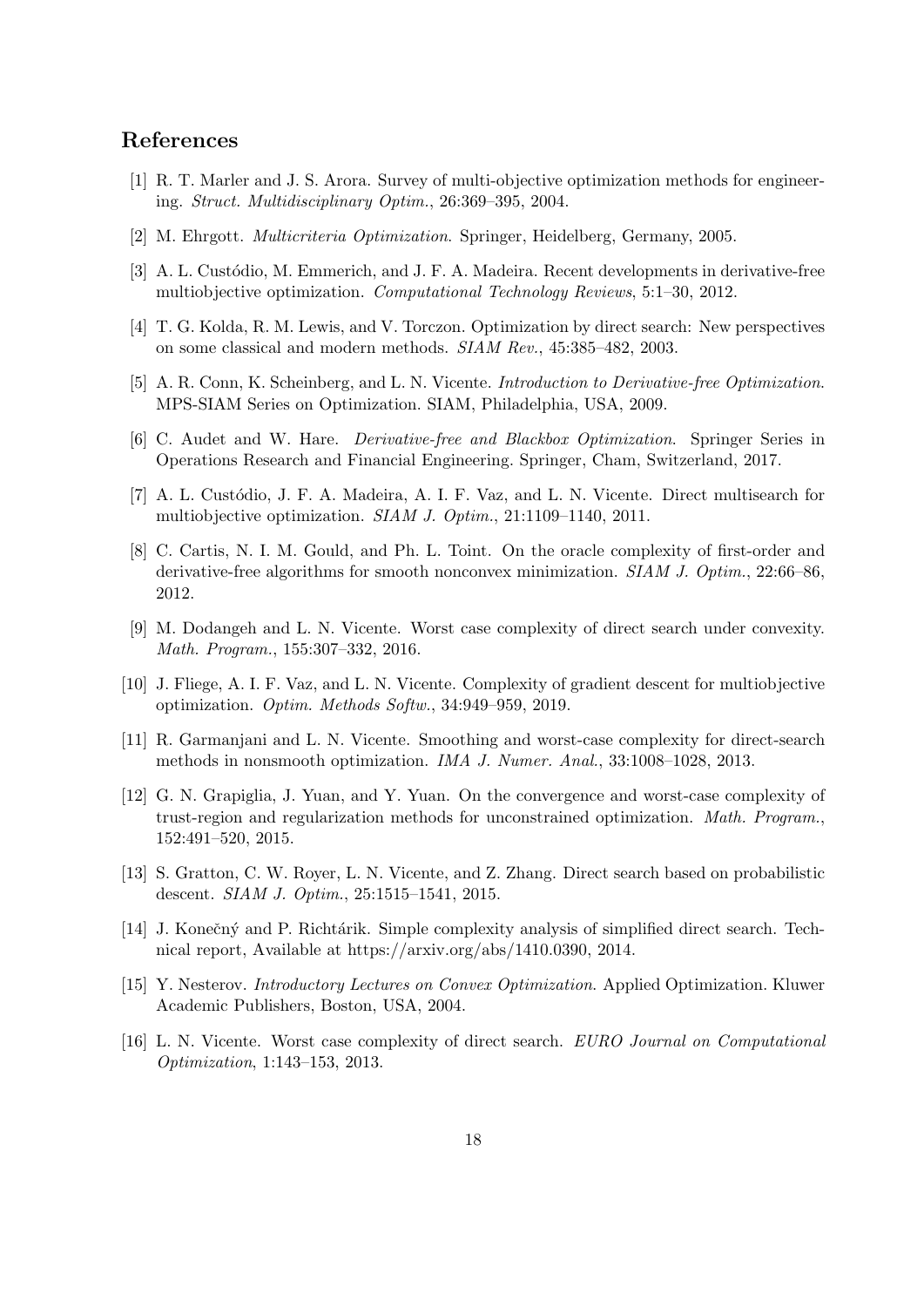## References

[1] R. T. Marler and J. S. Arora. Survey of multi-objective optimization methods for engineering. *Struct. Multidisciplinary Optim.*, 26:369–395, 2004.

[2] M. Ehrgott. *Multicriteria Optimization*. Springer, Heidelberg, Germany, 2005.

[3] A. L. Custódio, M. Emmerich, and J. F. A. Madeira. Recent developments in derivative-free multiobjective optimization. *Computational Technology Reviews*, 5:1–30, 2012.

[4] T. G. Kolda, R. M. Lewis, and V. Torczon. Optimization by direct search: New perspectives on some classical and modern methods. *SIAM Rev.*, 45:385–482, 2003.

[5] A. R. Conn, K. Scheinberg, and L. N. Vicente. *Introduction to Derivative-free Optimization*. MPS-SIAM Series on Optimization. SIAM, Philadelphia, USA, 2009.

[6] C. Audet and W. Hare. *Derivative-free and Blackbox Optimization*. Springer Series in Operations Research and Financial Engineering. Springer, Cham, Switzerland, 2017.

[7] A. L. Custódio, J. F. A. Madeira, A. I. F. Vaz, and L. N. Vicente. Direct multisearch for multiobjective optimization. *SIAM J. Optim.*, 21:1109–1140, 2011.

[8] C. Cartis, N. I. M. Gould, and Ph. L. Toint. On the oracle complexity of first-order and derivative-free algorithms for smooth nonconvex minimization. *SIAM J. Optim.*, 22:66–86, 2012.

[9] M. Dodangeh and L. N. Vicente. Worst case complexity of direct search under convexity. *Math. Program.*, 155:307–332, 2016.

[10] J. Fliege, A. I. F. Vaz, and L. N. Vicente. Complexity of gradient descent for multiobjective optimization. *Optim. Methods Softw.*, 34:949–959, 2019.

[11] R. Garmanjani and L. N. Vicente. Smoothing and worst-case complexity for direct-search methods in nonsmooth optimization. *IMA J. Numer. Anal.*, 33:1008–1028, 2013.

[12] G. N. Grapiglia, J. Yuan, and Y. Yuan. On the convergence and worst-case complexity of trust-region and regularization methods for unconstrained optimization. *Math. Program.*, 152:491–520, 2015.

[13] S. Gratton, C. W. Royer, L. N. Vicente, and Z. Zhang. Direct search based on probabilistic descent. *SIAM J. Optim.*, 25:1515–1541, 2015.

[14] J. Konečný and P. Richtárik. Simple complexity analysis of simplified direct search. Technical report, Available at https://arxiv.org/abs/1410.0390, 2014.

[15] Y. Nesterov. *Introductory Lectures on Convex Optimization*. Applied Optimization. Kluwer Academic Publishers, Boston, USA, 2004.

[16] L. N. Vicente. Worst case complexity of direct search. *EURO Journal on Computational Optimization*, 1:143–153, 2013.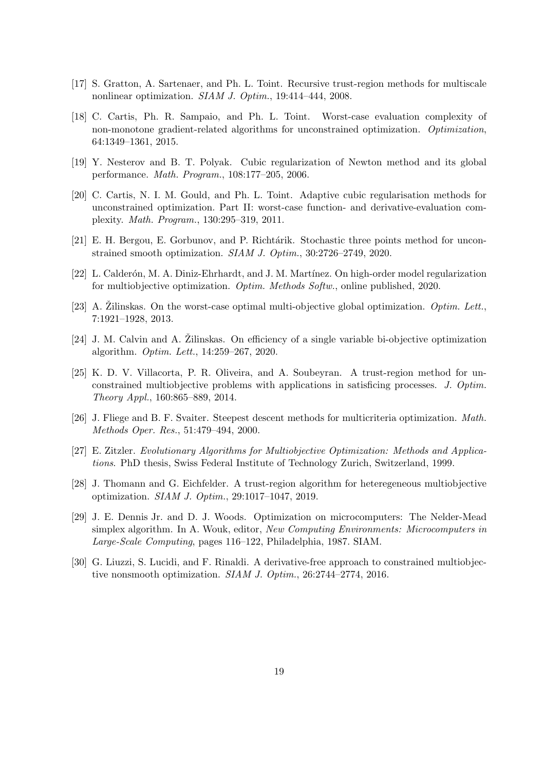[17] S. Gratton, A. Sartenaer, and Ph. L. Toint. Recursive trust-region methods for multiscale nonlinear optimization. *SIAM J. Optim.*, 19:414–444, 2008.

[18] C. Cartis, Ph. R. Sampaio, and Ph. L. Toint. Worst-case evaluation complexity of non-monotone gradient-related algorithms for unconstrained optimization. *Optimization*, 64:1349–1361, 2015.

[19] Y. Nesterov and B. T. Polyak. Cubic regularization of Newton method and its global performance. *Math. Program.*, 108:177–205, 2006.

[20] C. Cartis, N. I. M. Gould, and Ph. L. Toint. Adaptive cubic regularisation methods for unconstrained optimization. Part II: worst-case function- and derivative-evaluation complexity. *Math. Program.*, 130:295–319, 2011.

[21] E. H. Bergou, E. Gorbunov, and P. Richtárik. Stochastic three points method for unconstrained smooth optimization. *SIAM J. Optim.*, 30:2726–2749, 2020.

[22] L. Calderón, M. A. Diniz-Ehrhardt, and J. M. Martínez. On high-order model regularization for multiobjective optimization. *Optim. Methods Softw.*, online published, 2020.

[23] A. Žilinskas. On the worst-case optimal multi-objective global optimization. *Optim. Lett.*, 7:1921–1928, 2013.

[24] J. M. Calvin and A. Žilinskas. On efficiency of a single variable bi-objective optimization algorithm. *Optim. Lett.*, 14:259–267, 2020.

[25] K. D. V. Villacorta, P. R. Oliveira, and A. Soubeyran. A trust-region method for unconstrained multiobjective problems with applications in satisficing processes. *J. Optim. Theory Appl.*, 160:865–889, 2014.

[26] J. Fliege and B. F. Svaiter. Steepest descent methods for multicriteria optimization. *Math. Methods Oper. Res.*, 51:479–494, 2000.

[27] E. Zitzler. *Evolutionary Algorithms for Multiobjective Optimization: Methods and Applications*. PhD thesis, Swiss Federal Institute of Technology Zurich, Switzerland, 1999.

[28] J. Thomann and G. Eichfelder. A trust-region algorithm for heteregeneous multiobjective optimization. *SIAM J. Optim.*, 29:1017–1047, 2019.

[29] J. E. Dennis Jr. and D. J. Woods. Optimization on microcomputers: The Nelder-Mead simplex algorithm. In A. Wouk, editor, *New Computing Environments: Microcomputers in Large-Scale Computing*, pages 116–122, Philadelphia, 1987. SIAM.

[30] G. Liuzzi, S. Lucidi, and F. Rinaldi. A derivative-free approach to constrained multiobjective nonsmooth optimization. *SIAM J. Optim.*, 26:2744–2774, 2016.